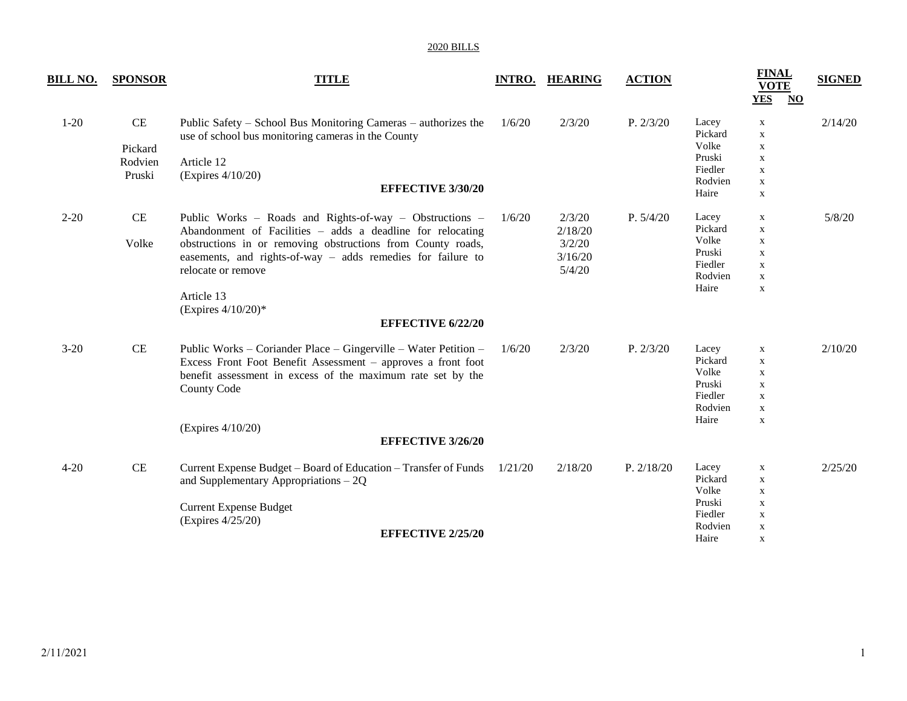2020 BILLS

| BILL NO. | SPONSOR | TITLE | INTRO. | HEARING | ACTION | | FINAL VOTE YES | FINAL VOTE NO | SIGNED |
|---|---|---|---|---|---|---|---|---|---|
| 1-20 | CE<br>Pickard<br>Rodvien<br>Pruski | Public Safety – School Bus Monitoring Cameras – authorizes the use of school bus monitoring cameras in the County<br><br>Article 12<br>(Expires 4/10/20)<br>**EFFECTIVE 3/30/20** | 1/6/20 | 2/3/20 | P. 2/3/20 | Lacey<br>Pickard<br>Volke<br>Pruski<br>Fiedler<br>Rodvien<br>Haire | x<br>x<br>x<br>x<br>x<br>x<br>x | | 2/14/20 |
| 2-20 | CE<br>Volke | Public Works – Roads and Rights-of-way – Obstructions – Abandonment of Facilities – adds a deadline for relocating obstructions in or removing obstructions from County roads, easements, and rights-of-way – adds remedies for failure to relocate or remove<br><br>Article 13<br>(Expires 4/10/20)*<br>**EFFECTIVE 6/22/20** | 1/6/20 | 2/3/20<br>2/18/20<br>3/2/20<br>3/16/20<br>5/4/20 | P. 5/4/20 | Lacey<br>Pickard<br>Volke<br>Pruski<br>Fiedler<br>Rodvien<br>Haire | x<br>x<br>x<br>x<br>x<br>x<br>x | | 5/8/20 |
| 3-20 | CE | Public Works – Coriander Place – Gingerville – Water Petition – Excess Front Foot Benefit Assessment – approves a front foot benefit assessment in excess of the maximum rate set by the County Code<br><br>(Expires 4/10/20)<br>**EFFECTIVE 3/26/20** | 1/6/20 | 2/3/20 | P. 2/3/20 | Lacey<br>Pickard<br>Volke<br>Pruski<br>Fiedler<br>Rodvien<br>Haire | x<br>x<br>x<br>x<br>x<br>x<br>x | | 2/10/20 |
| 4-20 | CE | Current Expense Budget – Board of Education – Transfer of Funds and Supplementary Appropriations – 2Q<br><br>Current Expense Budget<br>(Expires 4/25/20)<br>**EFFECTIVE 2/25/20** | 1/21/20 | 2/18/20 | P. 2/18/20 | Lacey<br>Pickard<br>Volke<br>Pruski<br>Fiedler<br>Rodvien<br>Haire | x<br>x<br>x<br>x<br>x<br>x<br>x | | 2/25/20 |

2/11/2021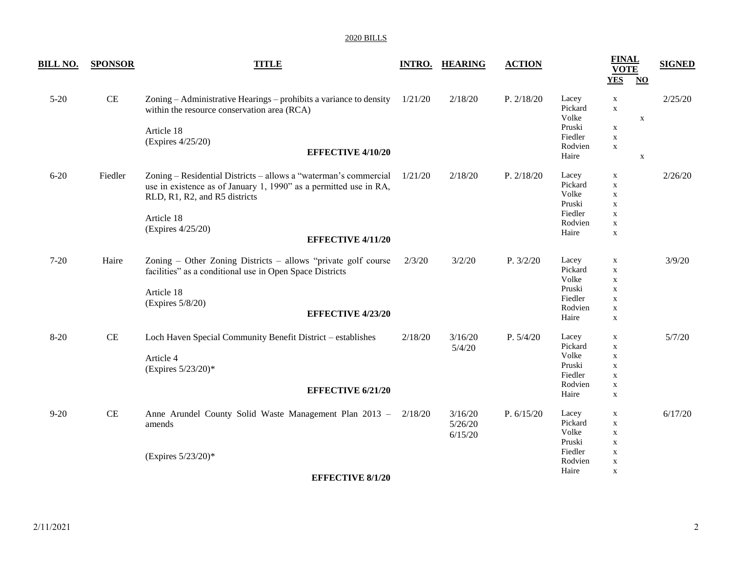2020 BILLS

| BILL NO. | SPONSOR | TITLE | INTRO. | HEARING | ACTION | | FINAL VOTE YES | NO | SIGNED |
|---|---|---|---|---|---|---|---|---|---|
| 5-20 | CE | Zoning – Administrative Hearings – prohibits a variance to density within the resource conservation area (RCA)<br><br>Article 18<br>(Expires 4/25/20)<br><br>**EFFECTIVE 4/10/20** | 1/21/20 | 2/18/20 | P. 2/18/20 | Lacey<br>Pickard<br>Volke<br>Pruski<br>Fiedler<br>Rodvien<br>Haire | x<br>x<br><br>x<br>x<br>x<br> | <br><br>x<br><br><br><br>x | 2/25/20 |
| 6-20 | Fiedler | Zoning – Residential Districts – allows a "waterman's commercial use in existence as of January 1, 1990" as a permitted use in RA, RLD, R1, R2, and R5 districts<br><br>Article 18<br>(Expires 4/25/20)<br><br>**EFFECTIVE 4/11/20** | 1/21/20 | 2/18/20 | P. 2/18/20 | Lacey<br>Pickard<br>Volke<br>Pruski<br>Fiedler<br>Rodvien<br>Haire | x<br>x<br>x<br>x<br>x<br>x<br>x | | 2/26/20 |
| 7-20 | Haire | Zoning – Other Zoning Districts – allows "private golf course facilities" as a conditional use in Open Space Districts<br><br>Article 18<br>(Expires 5/8/20)<br><br>**EFFECTIVE 4/23/20** | 2/3/20 | 3/2/20 | P. 3/2/20 | Lacey<br>Pickard<br>Volke<br>Pruski<br>Fiedler<br>Rodvien<br>Haire | x<br>x<br>x<br>x<br>x<br>x<br>x | | 3/9/20 |
| 8-20 | CE | Loch Haven Special Community Benefit District – establishes<br><br>Article 4<br>(Expires 5/23/20)*<br><br>**EFFECTIVE 6/21/20** | 2/18/20 | 3/16/20<br>5/4/20 | P. 5/4/20 | Lacey<br>Pickard<br>Volke<br>Pruski<br>Fiedler<br>Rodvien<br>Haire | x<br>x<br>x<br>x<br>x<br>x<br>x | | 5/7/20 |
| 9-20 | CE | Anne Arundel County Solid Waste Management Plan 2013 – amends<br><br>(Expires 5/23/20)*<br><br>**EFFECTIVE 8/1/20** | 2/18/20 | 3/16/20<br>5/26/20<br>6/15/20 | P. 6/15/20 | Lacey<br>Pickard<br>Volke<br>Pruski<br>Fiedler<br>Rodvien<br>Haire | x<br>x<br>x<br>x<br>x<br>x<br>x | | 6/17/20 |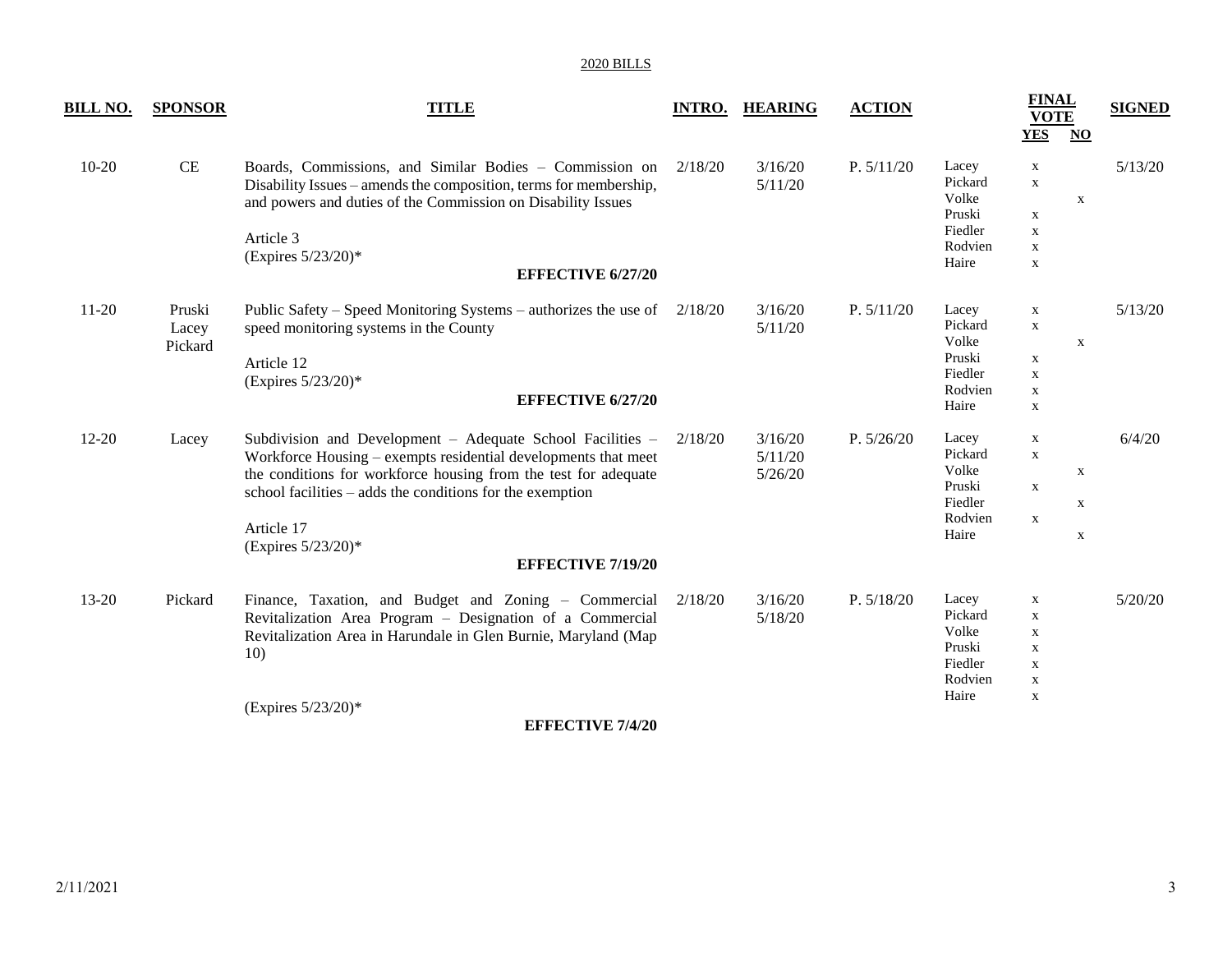2020 BILLS

| BILL NO. | SPONSOR | TITLE | INTRO. | HEARING | ACTION | | FINAL VOTE YES | FINAL VOTE NO | SIGNED |
|---|---|---|---|---|---|---|---|---|---|
| 10-20 | CE | Boards, Commissions, and Similar Bodies – Commission on Disability Issues – amends the composition, terms for membership, and powers and duties of the Commission on Disability Issues<br><br>Article 3<br>(Expires 5/23/20)*<br>**EFFECTIVE 6/27/20** | 2/18/20 | 3/16/20<br>5/11/20 | P. 5/11/20 | Lacey<br>Pickard<br>Volke<br>Pruski<br>Fiedler<br>Rodvien<br>Haire | x<br>x<br><br>x<br>x<br>x<br>x | <br><br>x<br><br><br><br> | 5/13/20 |
| 11-20 | Pruski<br>Lacey<br>Pickard | Public Safety – Speed Monitoring Systems – authorizes the use of speed monitoring systems in the County<br><br>Article 12<br>(Expires 5/23/20)*<br>**EFFECTIVE 6/27/20** | 2/18/20 | 3/16/20<br>5/11/20 | P. 5/11/20 | Lacey<br>Pickard<br>Volke<br>Pruski<br>Fiedler<br>Rodvien<br>Haire | x<br>x<br><br>x<br>x<br>x<br>x | <br><br>x<br><br><br><br> | 5/13/20 |
| 12-20 | Lacey | Subdivision and Development – Adequate School Facilities – Workforce Housing – exempts residential developments that meet the conditions for workforce housing from the test for adequate school facilities – adds the conditions for the exemption<br><br>Article 17<br>(Expires 5/23/20)*<br>**EFFECTIVE 7/19/20** | 2/18/20 | 3/16/20<br>5/11/20<br>5/26/20 | P. 5/26/20 | Lacey<br>Pickard<br>Volke<br>Pruski<br>Fiedler<br>Rodvien<br>Haire | x<br>x<br><br>x<br><br>x<br> | <br><br>x<br><br>x<br><br>x | 6/4/20 |
| 13-20 | Pickard | Finance, Taxation, and Budget and Zoning – Commercial Revitalization Area Program – Designation of a Commercial Revitalization Area in Harundale in Glen Burnie, Maryland (Map 10)<br><br>(Expires 5/23/20)*<br>**EFFECTIVE 7/4/20** | 2/18/20 | 3/16/20<br>5/18/20 | P. 5/18/20 | Lacey<br>Pickard<br>Volke<br>Pruski<br>Fiedler<br>Rodvien<br>Haire | x<br>x<br>x<br>x<br>x<br>x<br>x | | 5/20/20 |

2/11/2021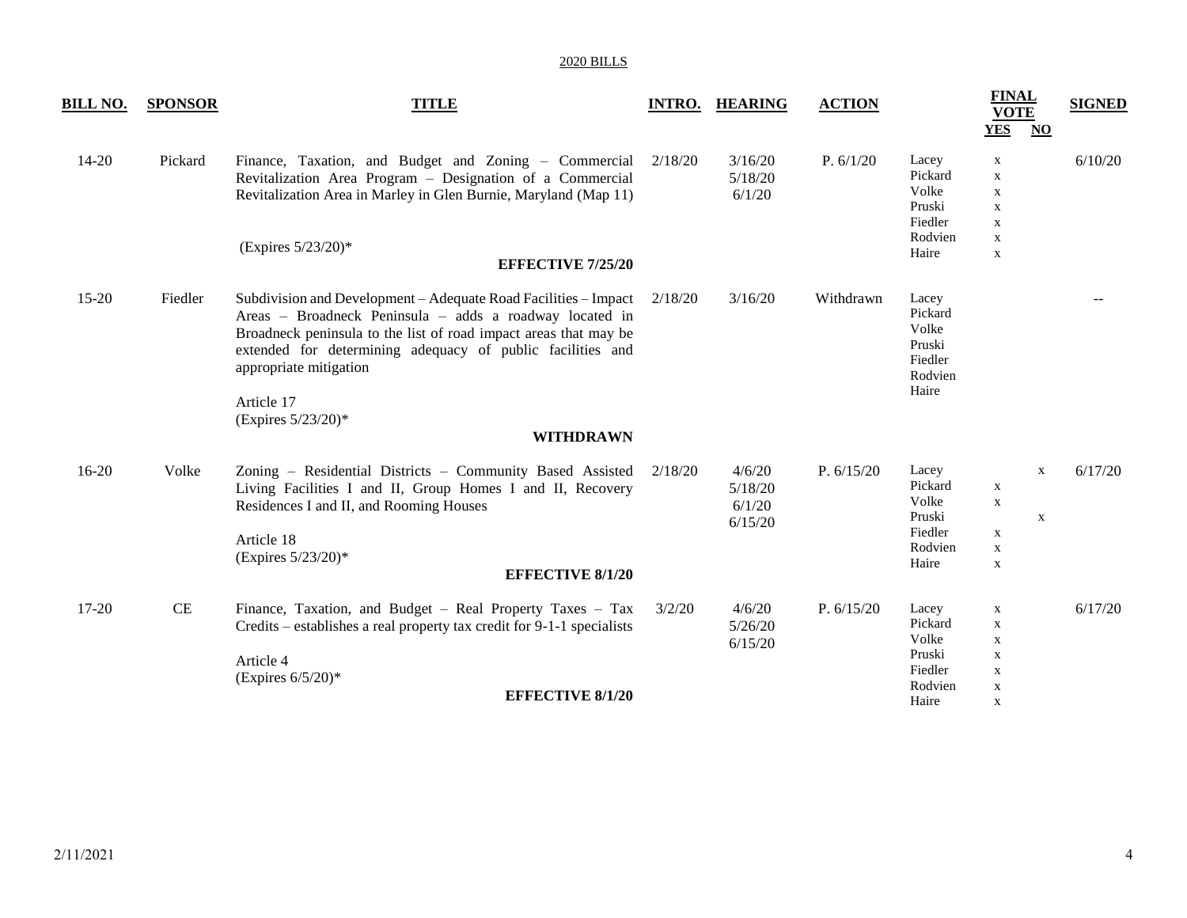2020 BILLS

| BILL NO. | SPONSOR | TITLE | INTRO. | HEARING | ACTION | | FINAL VOTE YES | FINAL VOTE NO | SIGNED |
|---|---|---|---|---|---|---|---|---|---|
| 14-20 | Pickard | Finance, Taxation, and Budget and Zoning – Commercial Revitalization Area Program – Designation of a Commercial Revitalization Area in Marley in Glen Burnie, Maryland (Map 11)<br><br>(Expires 5/23/20)*<br><br>**EFFECTIVE 7/25/20** | 2/18/20 | 3/16/20<br>5/18/20<br>6/1/20 | P. 6/1/20 | Lacey<br>Pickard<br>Volke<br>Pruski<br>Fiedler<br>Rodvien<br>Haire | x<br>x<br>x<br>x<br>x<br>x<br>x | | 6/10/20 |
| 15-20 | Fiedler | Subdivision and Development – Adequate Road Facilities – Impact Areas – Broadneck Peninsula – adds a roadway located in Broadneck peninsula to the list of road impact areas that may be extended for determining adequacy of public facilities and appropriate mitigation<br><br>Article 17<br>(Expires 5/23/20)*<br><br>**WITHDRAWN** | 2/18/20 | 3/16/20 | Withdrawn | Lacey<br>Pickard<br>Volke<br>Pruski<br>Fiedler<br>Rodvien<br>Haire | | | -- |
| 16-20 | Volke | Zoning – Residential Districts – Community Based Assisted Living Facilities I and II, Group Homes I and II, Recovery Residences I and II, and Rooming Houses<br><br>Article 18<br>(Expires 5/23/20)*<br><br>**EFFECTIVE 8/1/20** | 2/18/20 | 4/6/20<br>5/18/20<br>6/1/20<br>6/15/20 | P. 6/15/20 | Lacey<br>Pickard<br>Volke<br>Pruski<br>Fiedler<br>Rodvien<br>Haire | <br>x<br>x<br><br>x<br>x<br>x | x<br><br><br>x<br><br><br> | 6/17/20 |
| 17-20 | CE | Finance, Taxation, and Budget – Real Property Taxes – Tax Credits – establishes a real property tax credit for 9-1-1 specialists<br><br>Article 4<br>(Expires 6/5/20)*<br><br>**EFFECTIVE 8/1/20** | 3/2/20 | 4/6/20<br>5/26/20<br>6/15/20 | P. 6/15/20 | Lacey<br>Pickard<br>Volke<br>Pruski<br>Fiedler<br>Rodvien<br>Haire | x<br>x<br>x<br>x<br>x<br>x<br>x | | 6/17/20 |

2/11/2021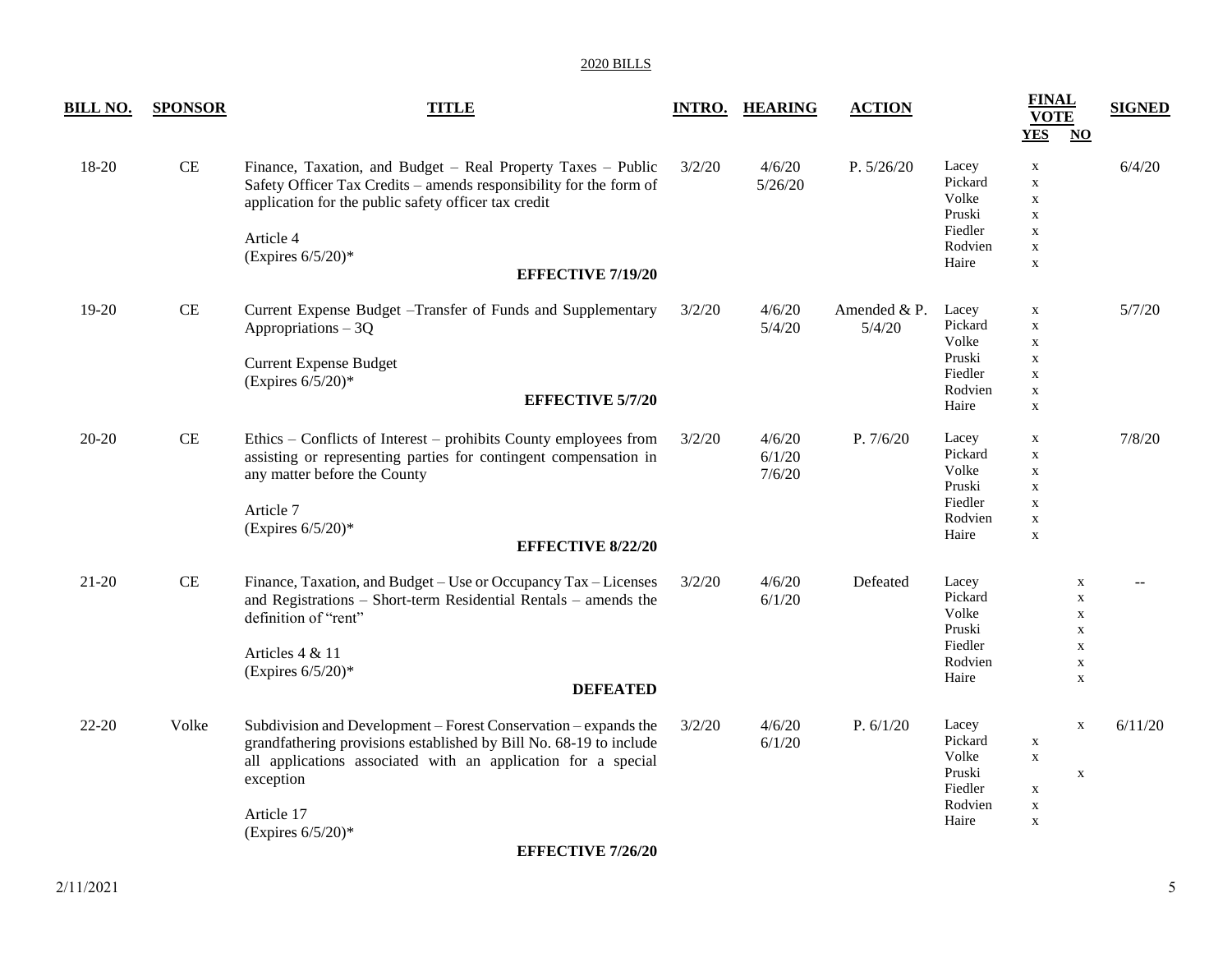2020 BILLS

| BILL NO. | SPONSOR | TITLE | INTRO. | HEARING | ACTION | | FINAL VOTE YES | FINAL VOTE NO | SIGNED |
|---|---|---|---|---|---|---|---|---|---|
| 18-20 | CE | Finance, Taxation, and Budget – Real Property Taxes – Public Safety Officer Tax Credits – amends responsibility for the form of application for the public safety officer tax credit<br><br>Article 4<br>(Expires 6/5/20)*<br><br>**EFFECTIVE 7/19/20** | 3/2/20 | 4/6/20<br>5/26/20 | P. 5/26/20 | Lacey<br>Pickard<br>Volke<br>Pruski<br>Fiedler<br>Rodvien<br>Haire | x<br>x<br>x<br>x<br>x<br>x<br>x | | 6/4/20 |
| 19-20 | CE | Current Expense Budget –Transfer of Funds and Supplementary Appropriations – 3Q<br><br>Current Expense Budget<br>(Expires 6/5/20)*<br><br>**EFFECTIVE 5/7/20** | 3/2/20 | 4/6/20<br>5/4/20 | Amended & P. 5/4/20 | Lacey<br>Pickard<br>Volke<br>Pruski<br>Fiedler<br>Rodvien<br>Haire | x<br>x<br>x<br>x<br>x<br>x<br>x | | 5/7/20 |
| 20-20 | CE | Ethics – Conflicts of Interest – prohibits County employees from assisting or representing parties for contingent compensation in any matter before the County<br><br>Article 7<br>(Expires 6/5/20)*<br><br>**EFFECTIVE 8/22/20** | 3/2/20 | 4/6/20<br>6/1/20<br>7/6/20 | P. 7/6/20 | Lacey<br>Pickard<br>Volke<br>Pruski<br>Fiedler<br>Rodvien<br>Haire | x<br>x<br>x<br>x<br>x<br>x<br>x | | 7/8/20 |
| 21-20 | CE | Finance, Taxation, and Budget – Use or Occupancy Tax – Licenses and Registrations – Short-term Residential Rentals – amends the definition of "rent"<br><br>Articles 4 & 11<br>(Expires 6/5/20)*<br><br>**DEFEATED** | 3/2/20 | 4/6/20<br>6/1/20 | Defeated | Lacey<br>Pickard<br>Volke<br>Pruski<br>Fiedler<br>Rodvien<br>Haire | | x<br>x<br>x<br>x<br>x<br>x<br>x | -- |
| 22-20 | Volke | Subdivision and Development – Forest Conservation – expands the grandfathering provisions established by Bill No. 68-19 to include all applications associated with an application for a special exception<br><br>Article 17<br>(Expires 6/5/20)*<br><br>**EFFECTIVE 7/26/20** | 3/2/20 | 4/6/20<br>6/1/20 | P. 6/1/20 | Lacey<br>Pickard<br>Volke<br>Pruski<br>Fiedler<br>Rodvien<br>Haire | <br>x<br>x<br><br>x<br>x<br>x | x<br><br><br>x<br><br><br> | 6/11/20 |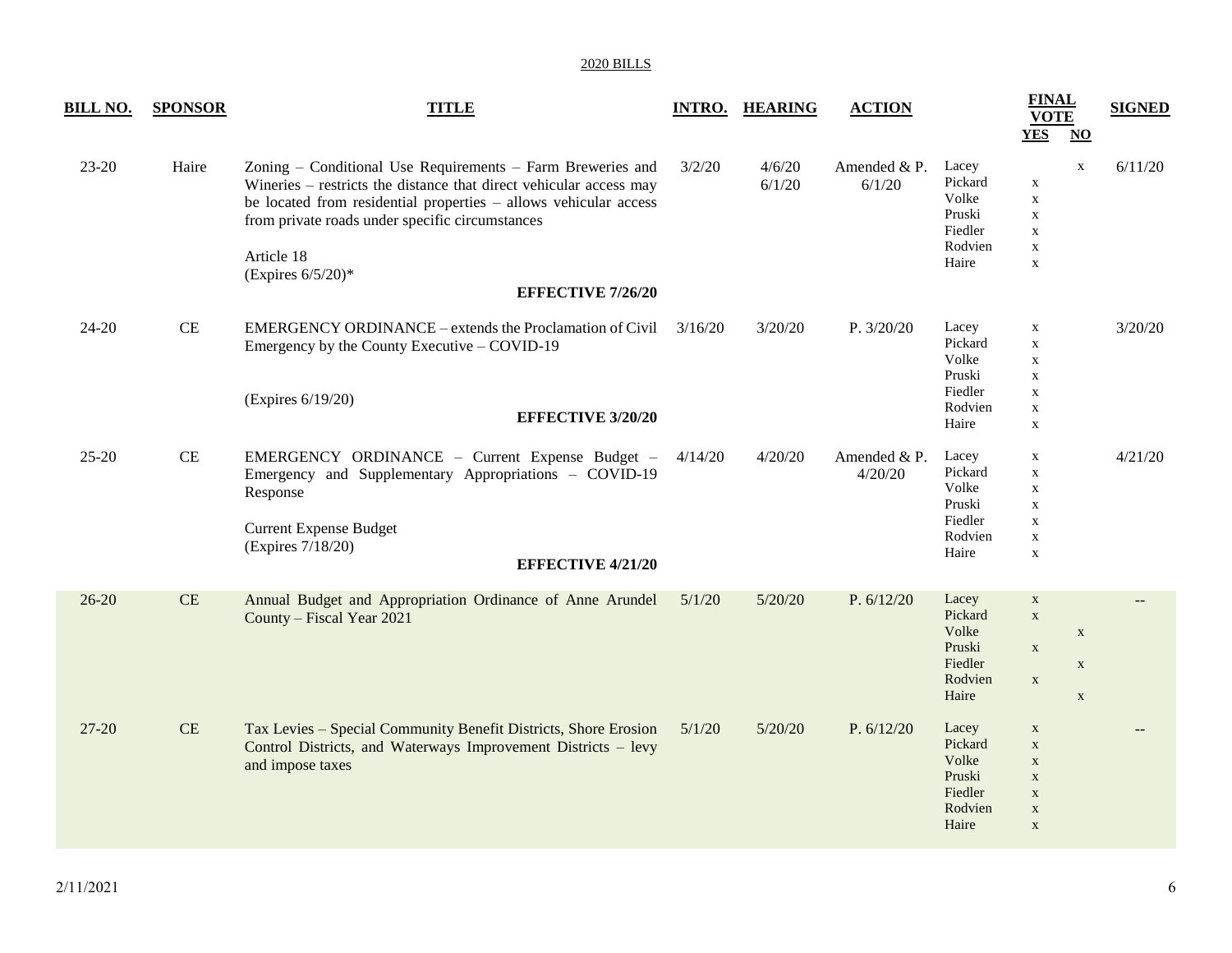2020 BILLS

| BILL NO. | SPONSOR | TITLE | INTRO. | HEARING | ACTION | | FINAL VOTE YES | NO | SIGNED |
|---|---|---|---|---|---|---|---|---|---|
| 23-20 | Haire | Zoning – Conditional Use Requirements – Farm Breweries and Wineries – restricts the distance that direct vehicular access may be located from residential properties – allows vehicular access from private roads under specific circumstances<br><br>Article 18<br>(Expires 6/5/20)*<br>**EFFECTIVE 7/26/20** | 3/2/20 | 4/6/20<br>6/1/20 | Amended & P. 6/1/20 | Lacey<br>Pickard<br>Volke<br>Pruski<br>Fiedler<br>Rodvien<br>Haire | <br>x<br>x<br>x<br>x<br>x<br>x | x | 6/11/20 |
| 24-20 | CE | EMERGENCY ORDINANCE – extends the Proclamation of Civil Emergency by the County Executive – COVID-19<br><br>(Expires 6/19/20)<br>**EFFECTIVE 3/20/20** | 3/16/20 | 3/20/20 | P. 3/20/20 | Lacey<br>Pickard<br>Volke<br>Pruski<br>Fiedler<br>Rodvien<br>Haire | x<br>x<br>x<br>x<br>x<br>x<br>x | | 3/20/20 |
| 25-20 | CE | EMERGENCY ORDINANCE – Current Expense Budget – Emergency and Supplementary Appropriations – COVID-19 Response<br><br>Current Expense Budget<br>(Expires 7/18/20)<br>**EFFECTIVE 4/21/20** | 4/14/20 | 4/20/20 | Amended & P. 4/20/20 | Lacey<br>Pickard<br>Volke<br>Pruski<br>Fiedler<br>Rodvien<br>Haire | x<br>x<br>x<br>x<br>x<br>x<br>x | | 4/21/20 |
| 26-20 | CE | Annual Budget and Appropriation Ordinance of Anne Arundel County – Fiscal Year 2021 | 5/1/20 | 5/20/20 | P. 6/12/20 | Lacey<br>Pickard<br>Volke<br>Pruski<br>Fiedler<br>Rodvien<br>Haire | x<br>x<br><br>x<br><br>x<br> | <br><br>x<br><br>x<br><br>x | -- |
| 27-20 | CE | Tax Levies – Special Community Benefit Districts, Shore Erosion Control Districts, and Waterways Improvement Districts – levy and impose taxes | 5/1/20 | 5/20/20 | P. 6/12/20 | Lacey<br>Pickard<br>Volke<br>Pruski<br>Fiedler<br>Rodvien<br>Haire | x<br>x<br>x<br>x<br>x<br>x<br>x | | -- |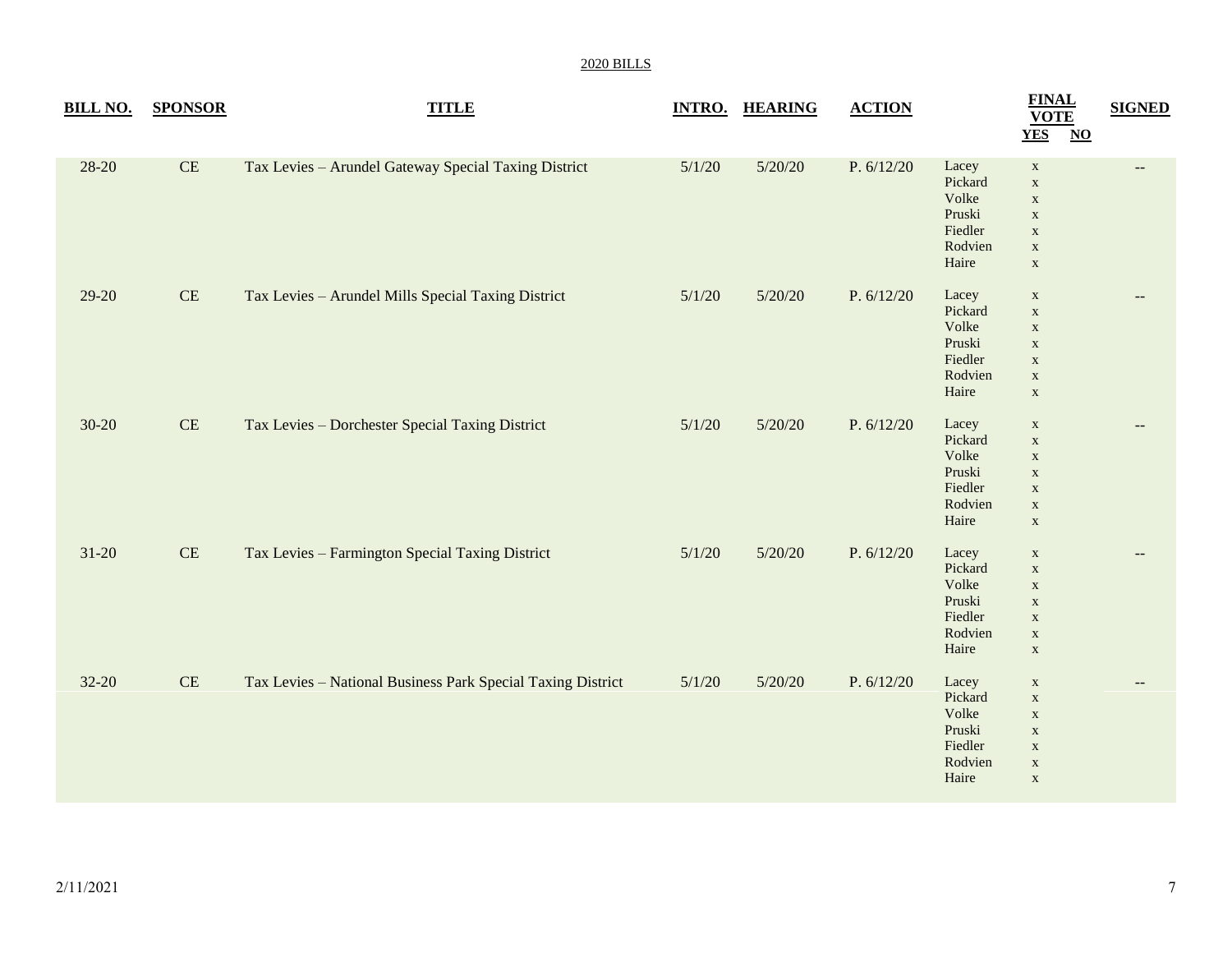2020 BILLS

| BILL NO. | SPONSOR | TITLE | INTRO. | HEARING | ACTION | | FINAL VOTE YES | NO | SIGNED |
|---|---|---|---|---|---|---|---|---|---|
| 28-20 | CE | Tax Levies – Arundel Gateway Special Taxing District | 5/1/20 | 5/20/20 | P. 6/12/20 | Lacey | x | | -- |
| | | | | | | Pickard | x | | |
| | | | | | | Volke | x | | |
| | | | | | | Pruski | x | | |
| | | | | | | Fiedler | x | | |
| | | | | | | Rodvien | x | | |
| | | | | | | Haire | x | | |
| 29-20 | CE | Tax Levies – Arundel Mills Special Taxing District | 5/1/20 | 5/20/20 | P. 6/12/20 | Lacey | x | | -- |
| | | | | | | Pickard | x | | |
| | | | | | | Volke | x | | |
| | | | | | | Pruski | x | | |
| | | | | | | Fiedler | x | | |
| | | | | | | Rodvien | x | | |
| | | | | | | Haire | x | | |
| 30-20 | CE | Tax Levies – Dorchester Special Taxing District | 5/1/20 | 5/20/20 | P. 6/12/20 | Lacey | x | | -- |
| | | | | | | Pickard | x | | |
| | | | | | | Volke | x | | |
| | | | | | | Pruski | x | | |
| | | | | | | Fiedler | x | | |
| | | | | | | Rodvien | x | | |
| | | | | | | Haire | x | | |
| 31-20 | CE | Tax Levies – Farmington Special Taxing District | 5/1/20 | 5/20/20 | P. 6/12/20 | Lacey | x | | -- |
| | | | | | | Pickard | x | | |
| | | | | | | Volke | x | | |
| | | | | | | Pruski | x | | |
| | | | | | | Fiedler | x | | |
| | | | | | | Rodvien | x | | |
| | | | | | | Haire | x | | |
| 32-20 | CE | Tax Levies – National Business Park Special Taxing District | 5/1/20 | 5/20/20 | P. 6/12/20 | Lacey | x | | -- |
| | | | | | | Pickard | x | | |
| | | | | | | Volke | x | | |
| | | | | | | Pruski | x | | |
| | | | | | | Fiedler | x | | |
| | | | | | | Rodvien | x | | |
| | | | | | | Haire | x | | |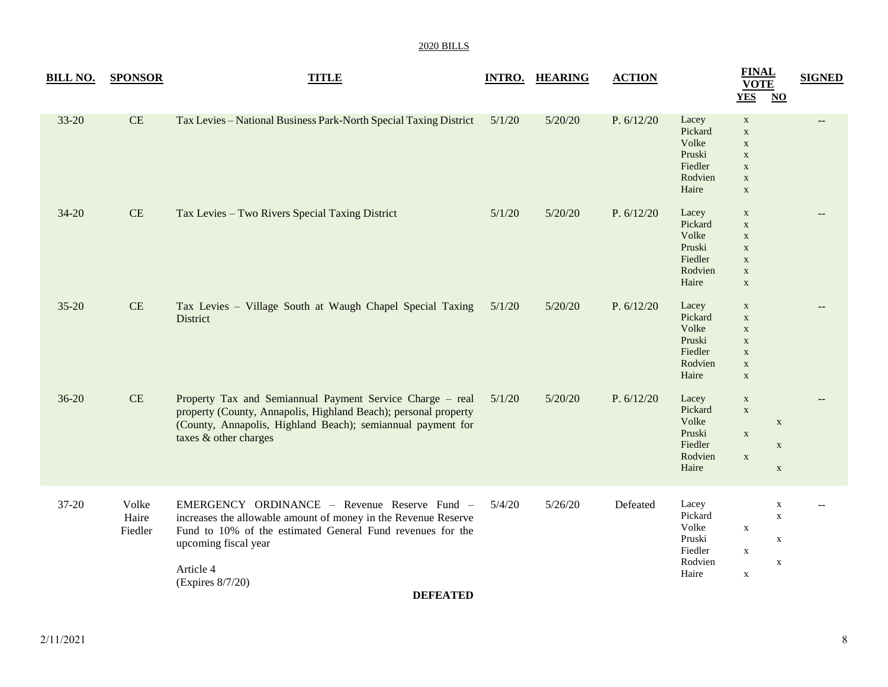2020 BILLS

| BILL NO. | SPONSOR | TITLE | INTRO. | HEARING | ACTION | | FINAL VOTE YES | NO | SIGNED |
|---|---|---|---|---|---|---|---|---|---|
| 33-20 | CE | Tax Levies – National Business Park-North Special Taxing District | 5/1/20 | 5/20/20 | P. 6/12/20 | Lacey | x | | -- |
| | | | | | | Pickard | x | | |
| | | | | | | Volke | x | | |
| | | | | | | Pruski | x | | |
| | | | | | | Fiedler | x | | |
| | | | | | | Rodvien | x | | |
| | | | | | | Haire | x | | |
| 34-20 | CE | Tax Levies – Two Rivers Special Taxing District | 5/1/20 | 5/20/20 | P. 6/12/20 | Lacey | x | | -- |
| | | | | | | Pickard | x | | |
| | | | | | | Volke | x | | |
| | | | | | | Pruski | x | | |
| | | | | | | Fiedler | x | | |
| | | | | | | Rodvien | x | | |
| | | | | | | Haire | x | | |
| 35-20 | CE | Tax Levies – Village South at Waugh Chapel Special Taxing District | 5/1/20 | 5/20/20 | P. 6/12/20 | Lacey | x | | -- |
| | | | | | | Pickard | x | | |
| | | | | | | Volke | x | | |
| | | | | | | Pruski | x | | |
| | | | | | | Fiedler | x | | |
| | | | | | | Rodvien | x | | |
| | | | | | | Haire | x | | |
| 36-20 | CE | Property Tax and Semiannual Payment Service Charge – real property (County, Annapolis, Highland Beach); personal property (County, Annapolis, Highland Beach); semiannual payment for taxes & other charges | 5/1/20 | 5/20/20 | P. 6/12/20 | Lacey | x | | -- |
| | | | | | | Pickard | x | | |
| | | | | | | Volke | | x | |
| | | | | | | Pruski | x | | |
| | | | | | | Fiedler | | x | |
| | | | | | | Rodvien | x | | |
| | | | | | | Haire | | x | |
| 37-20 | Volke Haire Fiedler | EMERGENCY ORDINANCE – Revenue Reserve Fund – increases the allowable amount of money in the Revenue Reserve Fund to 10% of the estimated General Fund revenues for the upcoming fiscal year<br><br>Article 4<br>(Expires 8/7/20)<br><br>**DEFEATED** | 5/4/20 | 5/26/20 | Defeated | Lacey | | x | -- |
| | | | | | | Pickard | | x | |
| | | | | | | Volke | x | | |
| | | | | | | Pruski | | x | |
| | | | | | | Fiedler | x | | |
| | | | | | | Rodvien | | x | |
| | | | | | | Haire | x | | |

2/11/2021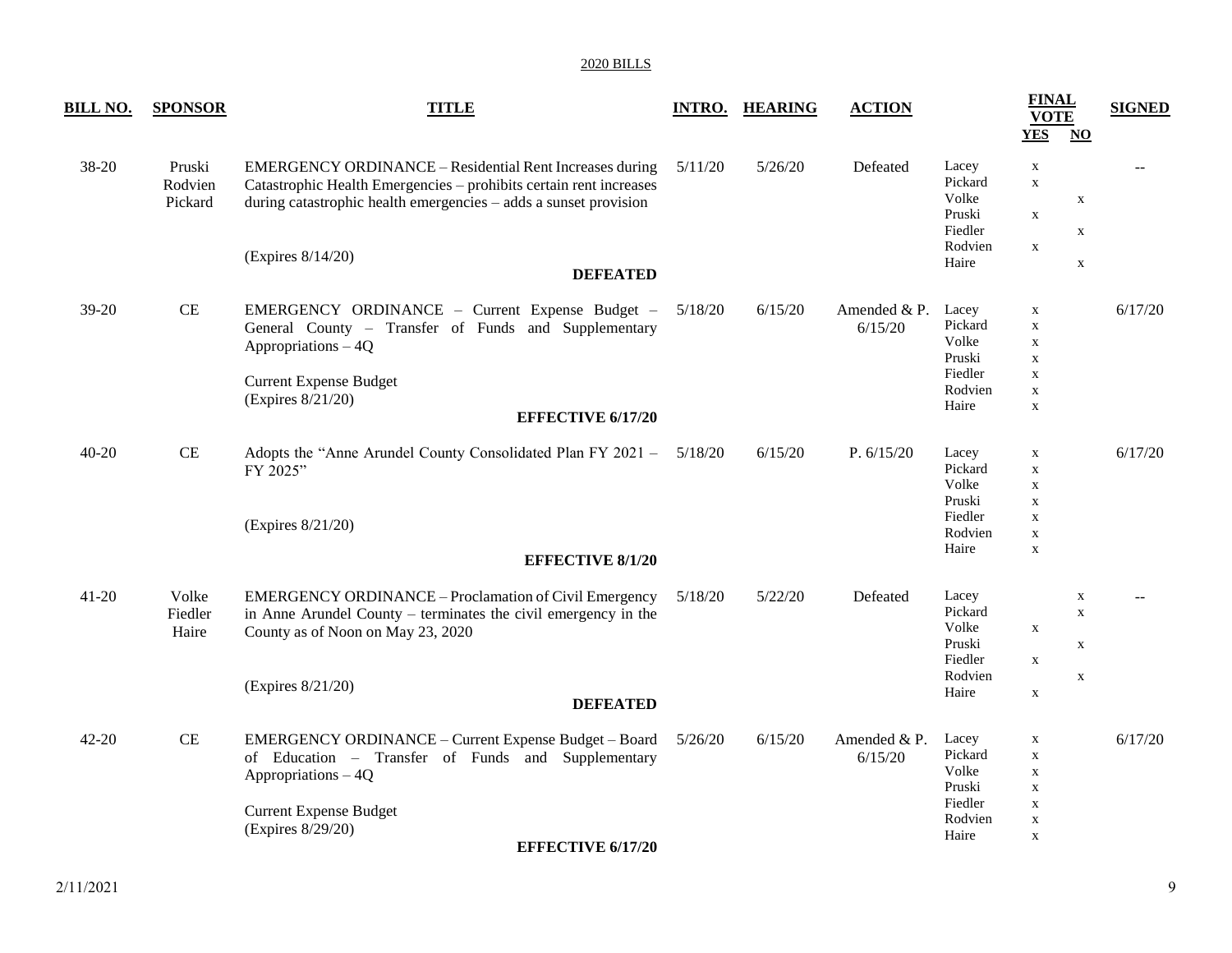2020 BILLS

| BILL NO. | SPONSOR | TITLE | INTRO. | HEARING | ACTION | | FINAL VOTE YES | NO | SIGNED |
|---|---|---|---|---|---|---|---|---|---|
| 38-20 | Pruski<br>Rodvien<br>Pickard | EMERGENCY ORDINANCE – Residential Rent Increases during Catastrophic Health Emergencies – prohibits certain rent increases during catastrophic health emergencies – adds a sunset provision<br><br>(Expires 8/14/20)<br><br>**DEFEATED** | 5/11/20 | 5/26/20 | Defeated | Lacey<br>Pickard<br>Volke<br>Pruski<br>Fiedler<br>Rodvien<br>Haire | x<br>x<br><br>x<br><br>x<br> | <br><br>x<br><br>x<br><br>x | -- |
| 39-20 | CE | EMERGENCY ORDINANCE – Current Expense Budget – General County – Transfer of Funds and Supplementary Appropriations – 4Q<br><br>Current Expense Budget<br>(Expires 8/21/20)<br><br>**EFFECTIVE 6/17/20** | 5/18/20 | 6/15/20 | Amended & P. 6/15/20 | Lacey<br>Pickard<br>Volke<br>Pruski<br>Fiedler<br>Rodvien<br>Haire | x<br>x<br>x<br>x<br>x<br>x<br>x | | 6/17/20 |
| 40-20 | CE | Adopts the "Anne Arundel County Consolidated Plan FY 2021 – FY 2025"<br><br>(Expires 8/21/20)<br><br>**EFFECTIVE 8/1/20** | 5/18/20 | 6/15/20 | P. 6/15/20 | Lacey<br>Pickard<br>Volke<br>Pruski<br>Fiedler<br>Rodvien<br>Haire | x<br>x<br>x<br>x<br>x<br>x<br>x | | 6/17/20 |
| 41-20 | Volke<br>Fiedler<br>Haire | EMERGENCY ORDINANCE – Proclamation of Civil Emergency in Anne Arundel County – terminates the civil emergency in the County as of Noon on May 23, 2020<br><br>(Expires 8/21/20)<br><br>**DEFEATED** | 5/18/20 | 5/22/20 | Defeated | Lacey<br>Pickard<br>Volke<br>Pruski<br>Fiedler<br>Rodvien<br>Haire | <br><br>x<br><br>x<br><br>x | x<br>x<br><br>x<br><br>x<br> | -- |
| 42-20 | CE | EMERGENCY ORDINANCE – Current Expense Budget – Board of Education – Transfer of Funds and Supplementary Appropriations – 4Q<br><br>Current Expense Budget<br>(Expires 8/29/20)<br><br>**EFFECTIVE 6/17/20** | 5/26/20 | 6/15/20 | Amended & P. 6/15/20 | Lacey<br>Pickard<br>Volke<br>Pruski<br>Fiedler<br>Rodvien<br>Haire | x<br>x<br>x<br>x<br>x<br>x<br>x | | 6/17/20 |

2/11/2021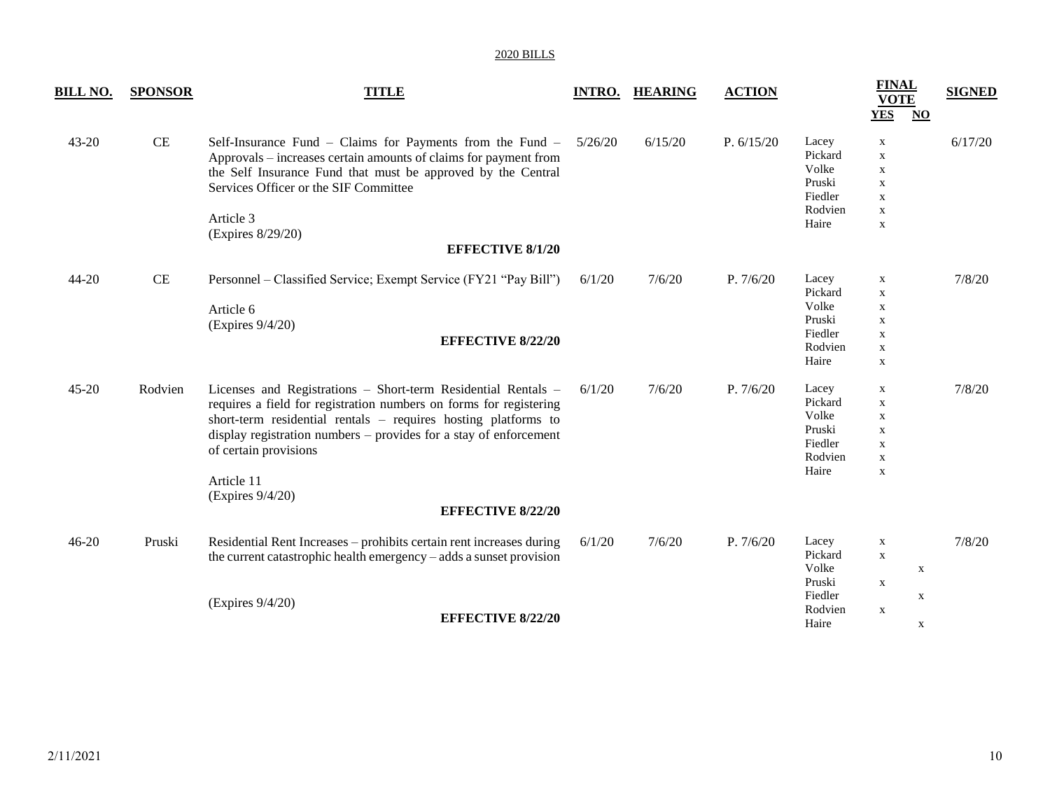2020 BILLS

| BILL NO. | SPONSOR | TITLE | INTRO. | HEARING | ACTION | | FINAL VOTE YES | NO | SIGNED |
|---|---|---|---|---|---|---|---|---|---|
| 43-20 | CE | Self-Insurance Fund – Claims for Payments from the Fund – Approvals – increases certain amounts of claims for payment from the Self Insurance Fund that must be approved by the Central Services Officer or the SIF Committee<br><br>Article 3<br>(Expires 8/29/20)<br><br>**EFFECTIVE 8/1/20** | 5/26/20 | 6/15/20 | P. 6/15/20 | Lacey<br>Pickard<br>Volke<br>Pruski<br>Fiedler<br>Rodvien<br>Haire | x<br>x<br>x<br>x<br>x<br>x<br>x | | 6/17/20 |
| 44-20 | CE | Personnel – Classified Service; Exempt Service (FY21 "Pay Bill")<br><br>Article 6<br>(Expires 9/4/20)<br><br>**EFFECTIVE 8/22/20** | 6/1/20 | 7/6/20 | P. 7/6/20 | Lacey<br>Pickard<br>Volke<br>Pruski<br>Fiedler<br>Rodvien<br>Haire | x<br>x<br>x<br>x<br>x<br>x<br>x | | 7/8/20 |
| 45-20 | Rodvien | Licenses and Registrations – Short-term Residential Rentals – requires a field for registration numbers on forms for registering short-term residential rentals – requires hosting platforms to display registration numbers – provides for a stay of enforcement of certain provisions<br><br>Article 11<br>(Expires 9/4/20)<br><br>**EFFECTIVE 8/22/20** | 6/1/20 | 7/6/20 | P. 7/6/20 | Lacey<br>Pickard<br>Volke<br>Pruski<br>Fiedler<br>Rodvien<br>Haire | x<br>x<br>x<br>x<br>x<br>x<br>x | | 7/8/20 |
| 46-20 | Pruski | Residential Rent Increases – prohibits certain rent increases during the current catastrophic health emergency – adds a sunset provision<br><br>(Expires 9/4/20)<br><br>**EFFECTIVE 8/22/20** | 6/1/20 | 7/6/20 | P. 7/6/20 | Lacey<br>Pickard<br>Volke<br>Pruski<br>Fiedler<br>Rodvien<br>Haire | x<br>x<br><br>x<br><br>x<br> | <br><br>x<br><br>x<br><br>x | 7/8/20 |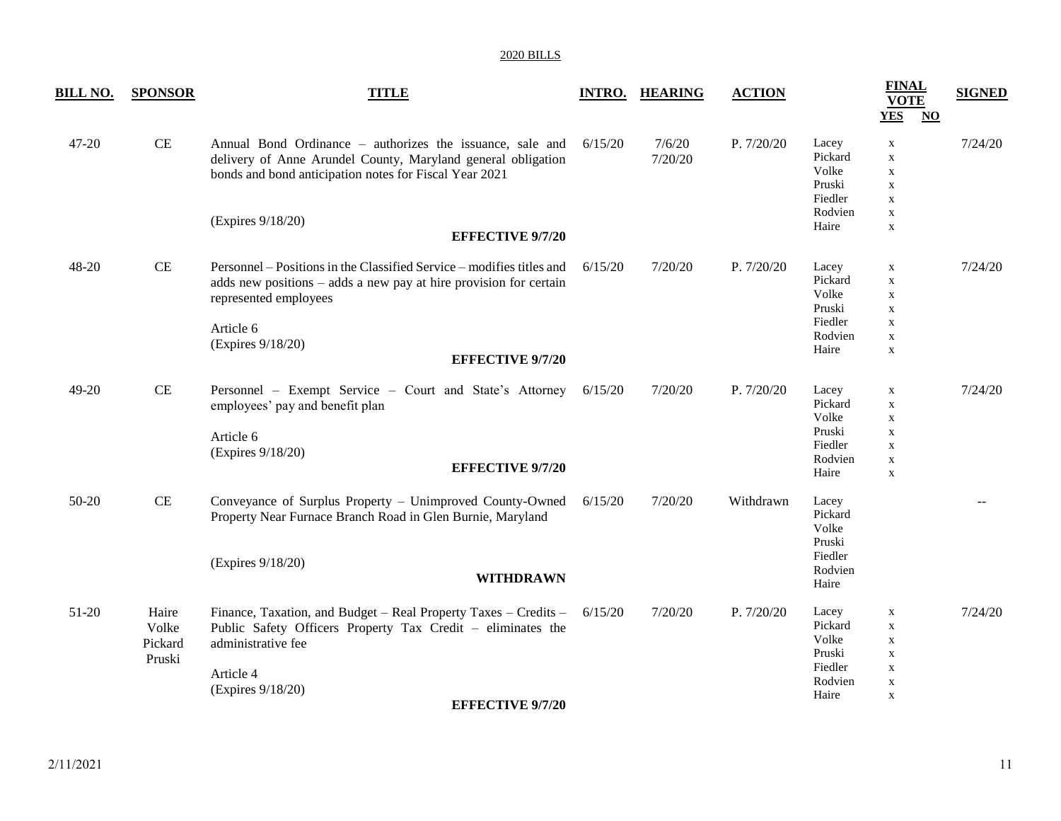2020 BILLS

| BILL NO. | SPONSOR | TITLE | INTRO. | HEARING | ACTION | | FINAL VOTE YES | NO | SIGNED |
|---|---|---|---|---|---|---|---|---|---|
| 47-20 | CE | Annual Bond Ordinance – authorizes the issuance, sale and delivery of Anne Arundel County, Maryland general obligation bonds and bond anticipation notes for Fiscal Year 2021<br><br>(Expires 9/18/20)<br>**EFFECTIVE 9/7/20** | 6/15/20 | 7/6/20<br>7/20/20 | P. 7/20/20 | Lacey<br>Pickard<br>Volke<br>Pruski<br>Fiedler<br>Rodvien<br>Haire | x<br>x<br>x<br>x<br>x<br>x<br>x | | 7/24/20 |
| 48-20 | CE | Personnel – Positions in the Classified Service – modifies titles and adds new positions – adds a new pay at hire provision for certain represented employees<br><br>Article 6<br>(Expires 9/18/20)<br>**EFFECTIVE 9/7/20** | 6/15/20 | 7/20/20 | P. 7/20/20 | Lacey<br>Pickard<br>Volke<br>Pruski<br>Fiedler<br>Rodvien<br>Haire | x<br>x<br>x<br>x<br>x<br>x<br>x | | 7/24/20 |
| 49-20 | CE | Personnel – Exempt Service – Court and State's Attorney employees' pay and benefit plan<br><br>Article 6<br>(Expires 9/18/20)<br>**EFFECTIVE 9/7/20** | 6/15/20 | 7/20/20 | P. 7/20/20 | Lacey<br>Pickard<br>Volke<br>Pruski<br>Fiedler<br>Rodvien<br>Haire | x<br>x<br>x<br>x<br>x<br>x<br>x | | 7/24/20 |
| 50-20 | CE | Conveyance of Surplus Property – Unimproved County-Owned Property Near Furnace Branch Road in Glen Burnie, Maryland<br><br>(Expires 9/18/20)<br>**WITHDRAWN** | 6/15/20 | 7/20/20 | Withdrawn | Lacey<br>Pickard<br>Volke<br>Pruski<br>Fiedler<br>Rodvien<br>Haire | | | -- |
| 51-20 | Haire<br>Volke<br>Pickard<br>Pruski | Finance, Taxation, and Budget – Real Property Taxes – Credits – Public Safety Officers Property Tax Credit – eliminates the administrative fee<br><br>Article 4<br>(Expires 9/18/20)<br>**EFFECTIVE 9/7/20** | 6/15/20 | 7/20/20 | P. 7/20/20 | Lacey<br>Pickard<br>Volke<br>Pruski<br>Fiedler<br>Rodvien<br>Haire | x<br>x<br>x<br>x<br>x<br>x<br>x | | 7/24/20 |

2/11/2021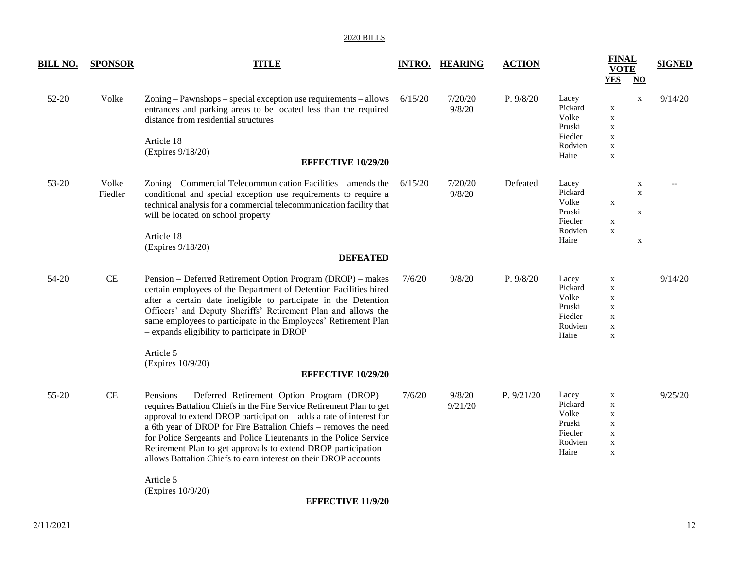2020 BILLS

| BILL NO. | SPONSOR | TITLE | INTRO. | HEARING | ACTION | FINAL VOTE | YES | NO | SIGNED |
|---|---|---|---|---|---|---|---|---|---|
| 52-20 | Volke | Zoning – Pawnshops – special exception use requirements – allows entrances and parking areas to be located less than the required distance from residential structures<br><br>Article 18<br>(Expires 9/18/20)<br><br>**EFFECTIVE 10/29/20** | 6/15/20 | 7/20/20<br>9/8/20 | P. 9/8/20 | Lacey<br>Pickard<br>Volke<br>Pruski<br>Fiedler<br>Rodvien<br>Haire | <br>x<br>x<br>x<br>x<br>x<br>x | x | 9/14/20 |
| 53-20 | Volke<br>Fiedler | Zoning – Commercial Telecommunication Facilities – amends the conditional and special exception use requirements to require a technical analysis for a commercial telecommunication facility that will be located on school property<br><br>Article 18<br>(Expires 9/18/20)<br><br>**DEFEATED** | 6/15/20 | 7/20/20<br>9/8/20 | Defeated | Lacey<br>Pickard<br>Volke<br>Pruski<br>Fiedler<br>Rodvien<br>Haire | <br><br>x<br><br>x<br>x | x<br>x<br><br>x<br><br><br>x | -- |
| 54-20 | CE | Pension – Deferred Retirement Option Program (DROP) – makes certain employees of the Department of Detention Facilities hired after a certain date ineligible to participate in the Detention Officers' and Deputy Sheriffs' Retirement Plan and allows the same employees to participate in the Employees' Retirement Plan – expands eligibility to participate in DROP<br><br>Article 5<br>(Expires 10/9/20)<br><br>**EFFECTIVE 10/29/20** | 7/6/20 | 9/8/20 | P. 9/8/20 | Lacey<br>Pickard<br>Volke<br>Pruski<br>Fiedler<br>Rodvien<br>Haire | x<br>x<br>x<br>x<br>x<br>x<br>x | | 9/14/20 |
| 55-20 | CE | Pensions – Deferred Retirement Option Program (DROP) – requires Battalion Chiefs in the Fire Service Retirement Plan to get approval to extend DROP participation – adds a rate of interest for a 6th year of DROP for Fire Battalion Chiefs – removes the need for Police Sergeants and Police Lieutenants in the Police Service Retirement Plan to get approvals to extend DROP participation – allows Battalion Chiefs to earn interest on their DROP accounts<br><br>Article 5<br>(Expires 10/9/20)<br><br>**EFFECTIVE 11/9/20** | 7/6/20 | 9/8/20<br>9/21/20 | P. 9/21/20 | Lacey<br>Pickard<br>Volke<br>Pruski<br>Fiedler<br>Rodvien<br>Haire | x<br>x<br>x<br>x<br>x<br>x<br>x | | 9/25/20 |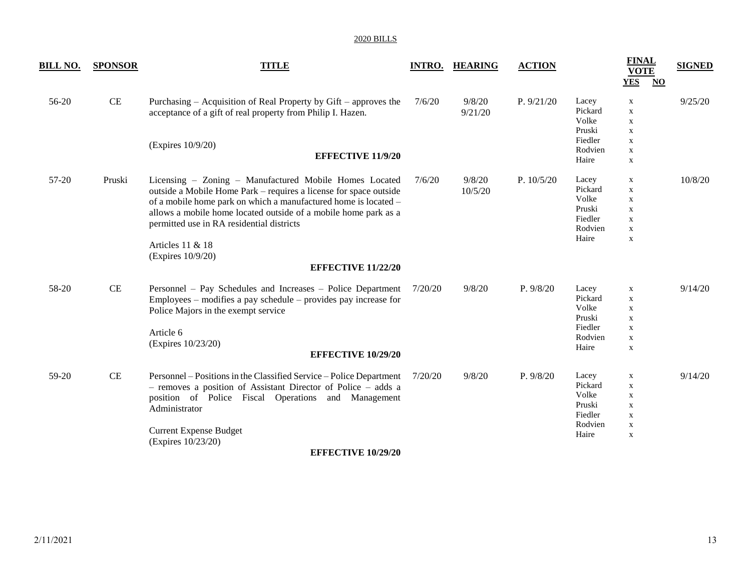2020 BILLS

| BILL NO. | SPONSOR | TITLE | INTRO. | HEARING | ACTION | | FINAL VOTE YES | NO | SIGNED |
|---|---|---|---|---|---|---|---|---|---|
| 56-20 | CE | Purchasing – Acquisition of Real Property by Gift – approves the acceptance of a gift of real property from Philip I. Hazen.<br><br>(Expires 10/9/20)<br><br>**EFFECTIVE 11/9/20** | 7/6/20 | 9/8/20<br>9/21/20 | P. 9/21/20 | Lacey<br>Pickard<br>Volke<br>Pruski<br>Fiedler<br>Rodvien<br>Haire | x<br>x<br>x<br>x<br>x<br>x<br>x | | 9/25/20 |
| 57-20 | Pruski | Licensing – Zoning – Manufactured Mobile Homes Located outside a Mobile Home Park – requires a license for space outside of a mobile home park on which a manufactured home is located – allows a mobile home located outside of a mobile home park as a permitted use in RA residential districts<br><br>Articles 11 & 18<br>(Expires 10/9/20)<br><br>**EFFECTIVE 11/22/20** | 7/6/20 | 9/8/20<br>10/5/20 | P. 10/5/20 | Lacey<br>Pickard<br>Volke<br>Pruski<br>Fiedler<br>Rodvien<br>Haire | x<br>x<br>x<br>x<br>x<br>x<br>x | | 10/8/20 |
| 58-20 | CE | Personnel – Pay Schedules and Increases – Police Department Employees – modifies a pay schedule – provides pay increase for Police Majors in the exempt service<br><br>Article 6<br>(Expires 10/23/20)<br><br>**EFFECTIVE 10/29/20** | 7/20/20 | 9/8/20 | P. 9/8/20 | Lacey<br>Pickard<br>Volke<br>Pruski<br>Fiedler<br>Rodvien<br>Haire | x<br>x<br>x<br>x<br>x<br>x<br>x | | 9/14/20 |
| 59-20 | CE | Personnel – Positions in the Classified Service – Police Department – removes a position of Assistant Director of Police – adds a position of Police Fiscal Operations and Management Administrator<br><br>Current Expense Budget<br>(Expires 10/23/20)<br><br>**EFFECTIVE 10/29/20** | 7/20/20 | 9/8/20 | P. 9/8/20 | Lacey<br>Pickard<br>Volke<br>Pruski<br>Fiedler<br>Rodvien<br>Haire | x<br>x<br>x<br>x<br>x<br>x<br>x | | 9/14/20 |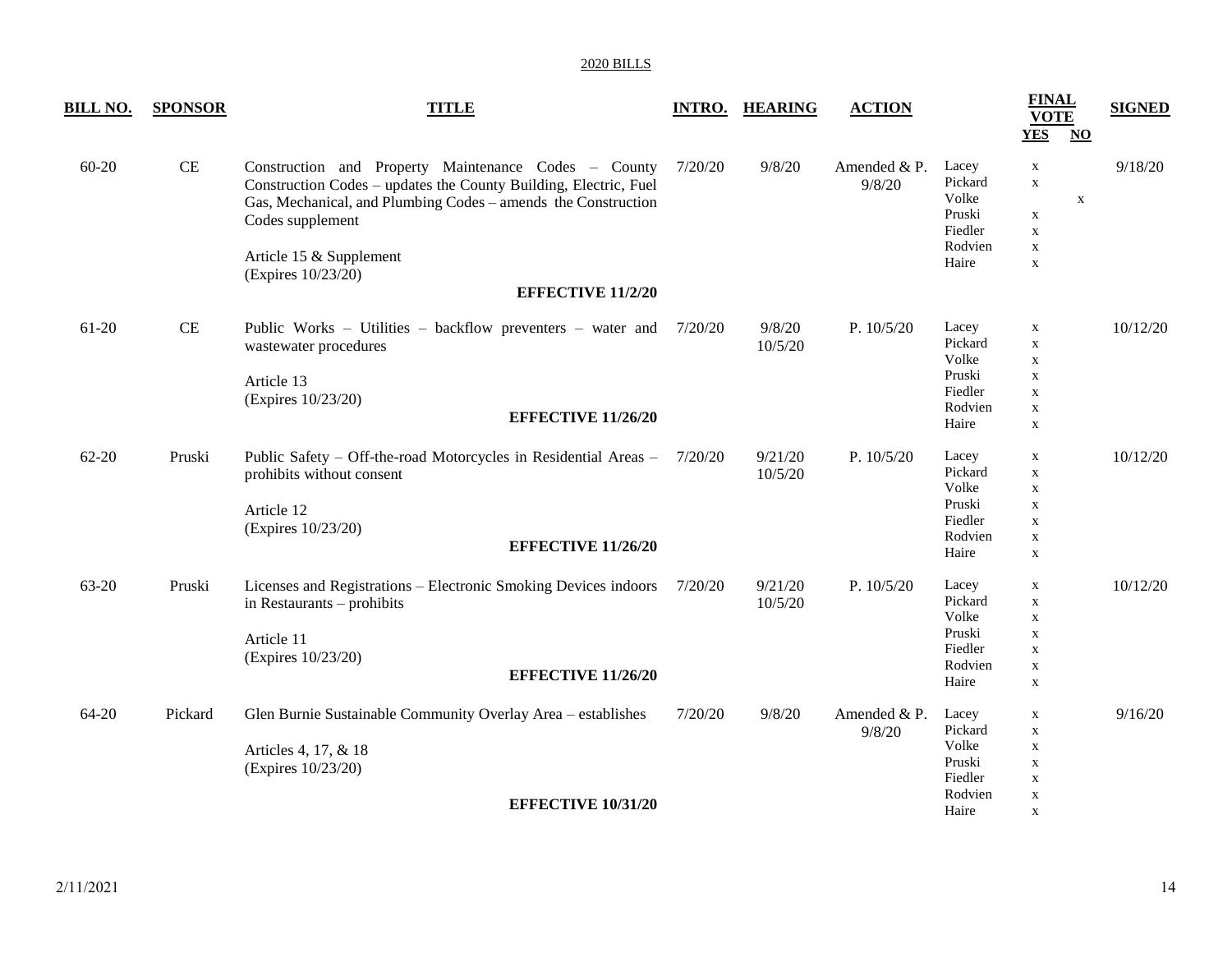2020 BILLS

| BILL NO. | SPONSOR | TITLE | INTRO. | HEARING | ACTION | | FINAL VOTE YES | NO | SIGNED |
|---|---|---|---|---|---|---|---|---|---|
| 60-20 | CE | Construction and Property Maintenance Codes – County Construction Codes – updates the County Building, Electric, Fuel Gas, Mechanical, and Plumbing Codes – amends the Construction Codes supplement<br><br>Article 15 & Supplement<br>(Expires 10/23/20)<br><br>**EFFECTIVE 11/2/20** | 7/20/20 | 9/8/20 | Amended & P. 9/8/20 | Lacey<br>Pickard<br>Volke<br>Pruski<br>Fiedler<br>Rodvien<br>Haire | x<br>x<br><br>x<br>x<br>x<br>x | <br><br>x<br><br><br><br> | 9/18/20 |
| 61-20 | CE | Public Works – Utilities – backflow preventers – water and wastewater procedures<br><br>Article 13<br>(Expires 10/23/20)<br><br>**EFFECTIVE 11/26/20** | 7/20/20 | 9/8/20<br>10/5/20 | P. 10/5/20 | Lacey<br>Pickard<br>Volke<br>Pruski<br>Fiedler<br>Rodvien<br>Haire | x<br>x<br>x<br>x<br>x<br>x<br>x | | 10/12/20 |
| 62-20 | Pruski | Public Safety – Off-the-road Motorcycles in Residential Areas – prohibits without consent<br><br>Article 12<br>(Expires 10/23/20)<br><br>**EFFECTIVE 11/26/20** | 7/20/20 | 9/21/20<br>10/5/20 | P. 10/5/20 | Lacey<br>Pickard<br>Volke<br>Pruski<br>Fiedler<br>Rodvien<br>Haire | x<br>x<br>x<br>x<br>x<br>x<br>x | | 10/12/20 |
| 63-20 | Pruski | Licenses and Registrations – Electronic Smoking Devices indoors in Restaurants – prohibits<br><br>Article 11<br>(Expires 10/23/20)<br><br>**EFFECTIVE 11/26/20** | 7/20/20 | 9/21/20<br>10/5/20 | P. 10/5/20 | Lacey<br>Pickard<br>Volke<br>Pruski<br>Fiedler<br>Rodvien<br>Haire | x<br>x<br>x<br>x<br>x<br>x<br>x | | 10/12/20 |
| 64-20 | Pickard | Glen Burnie Sustainable Community Overlay Area – establishes<br><br>Articles 4, 17, & 18<br>(Expires 10/23/20)<br><br>**EFFECTIVE 10/31/20** | 7/20/20 | 9/8/20 | Amended & P. 9/8/20 | Lacey<br>Pickard<br>Volke<br>Pruski<br>Fiedler<br>Rodvien<br>Haire | x<br>x<br>x<br>x<br>x<br>x<br>x | | 9/16/20 |

2/11/2021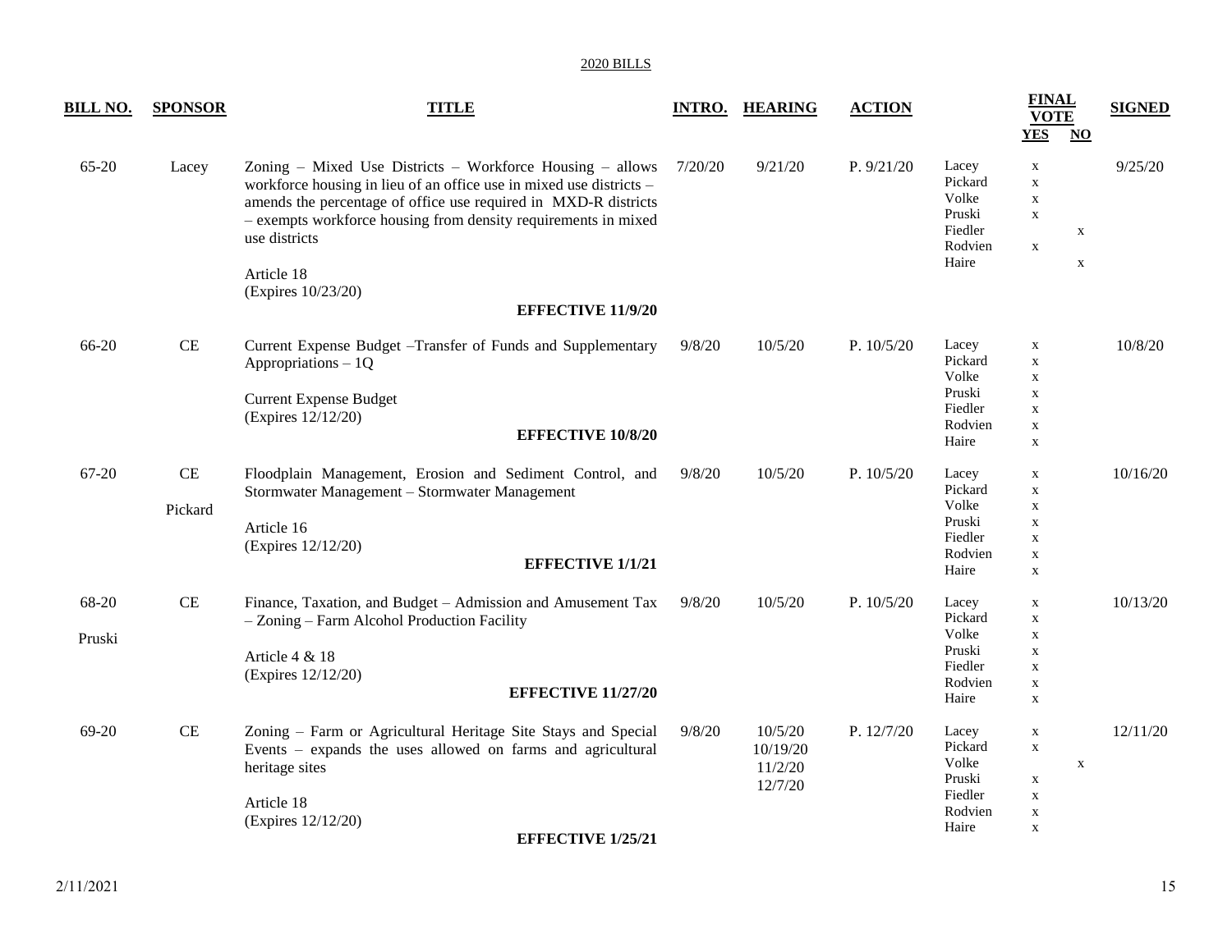2020 BILLS

| BILL NO. | SPONSOR | TITLE | INTRO. | HEARING | ACTION | FINAL VOTE | YES | NO | SIGNED |
|---|---|---|---|---|---|---|---|---|---|
| 65-20 | Lacey | Zoning – Mixed Use Districts – Workforce Housing – allows workforce housing in lieu of an office use in mixed use districts – amends the percentage of office use required in MXD-R districts – exempts workforce housing from density requirements in mixed use districts<br><br>Article 18<br>(Expires 10/23/20)<br><br>**EFFECTIVE 11/9/20** | 7/20/20 | 9/21/20 | P. 9/21/20 | Lacey<br>Pickard<br>Volke<br>Pruski<br>Fiedler<br>Rodvien<br>Haire | x<br>x<br>x<br>x<br><br>x<br> | <br><br><br><br>x<br><br>x | 9/25/20 |
| 66-20 | CE | Current Expense Budget –Transfer of Funds and Supplementary Appropriations – 1Q<br><br>Current Expense Budget<br>(Expires 12/12/20)<br><br>**EFFECTIVE 10/8/20** | 9/8/20 | 10/5/20 | P. 10/5/20 | Lacey<br>Pickard<br>Volke<br>Pruski<br>Fiedler<br>Rodvien<br>Haire | x<br>x<br>x<br>x<br>x<br>x<br>x | | 10/8/20 |
| 67-20 | CE<br><br>Pickard | Floodplain Management, Erosion and Sediment Control, and Stormwater Management – Stormwater Management<br><br>Article 16<br>(Expires 12/12/20)<br><br>**EFFECTIVE 1/1/21** | 9/8/20 | 10/5/20 | P. 10/5/20 | Lacey<br>Pickard<br>Volke<br>Pruski<br>Fiedler<br>Rodvien<br>Haire | x<br>x<br>x<br>x<br>x<br>x<br>x | | 10/16/20 |
| 68-20<br><br>Pruski | CE | Finance, Taxation, and Budget – Admission and Amusement Tax – Zoning – Farm Alcohol Production Facility<br><br>Article 4 & 18<br>(Expires 12/12/20)<br><br>**EFFECTIVE 11/27/20** | 9/8/20 | 10/5/20 | P. 10/5/20 | Lacey<br>Pickard<br>Volke<br>Pruski<br>Fiedler<br>Rodvien<br>Haire | x<br>x<br>x<br>x<br>x<br>x<br>x | | 10/13/20 |
| 69-20 | CE | Zoning – Farm or Agricultural Heritage Site Stays and Special Events – expands the uses allowed on farms and agricultural heritage sites<br><br>Article 18<br>(Expires 12/12/20)<br><br>**EFFECTIVE 1/25/21** | 9/8/20 | 10/5/20<br>10/19/20<br>11/2/20<br>12/7/20 | P. 12/7/20 | Lacey<br>Pickard<br>Volke<br>Pruski<br>Fiedler<br>Rodvien<br>Haire | x<br>x<br><br>x<br>x<br>x<br>x | <br><br>x<br><br><br><br> | 12/11/20 |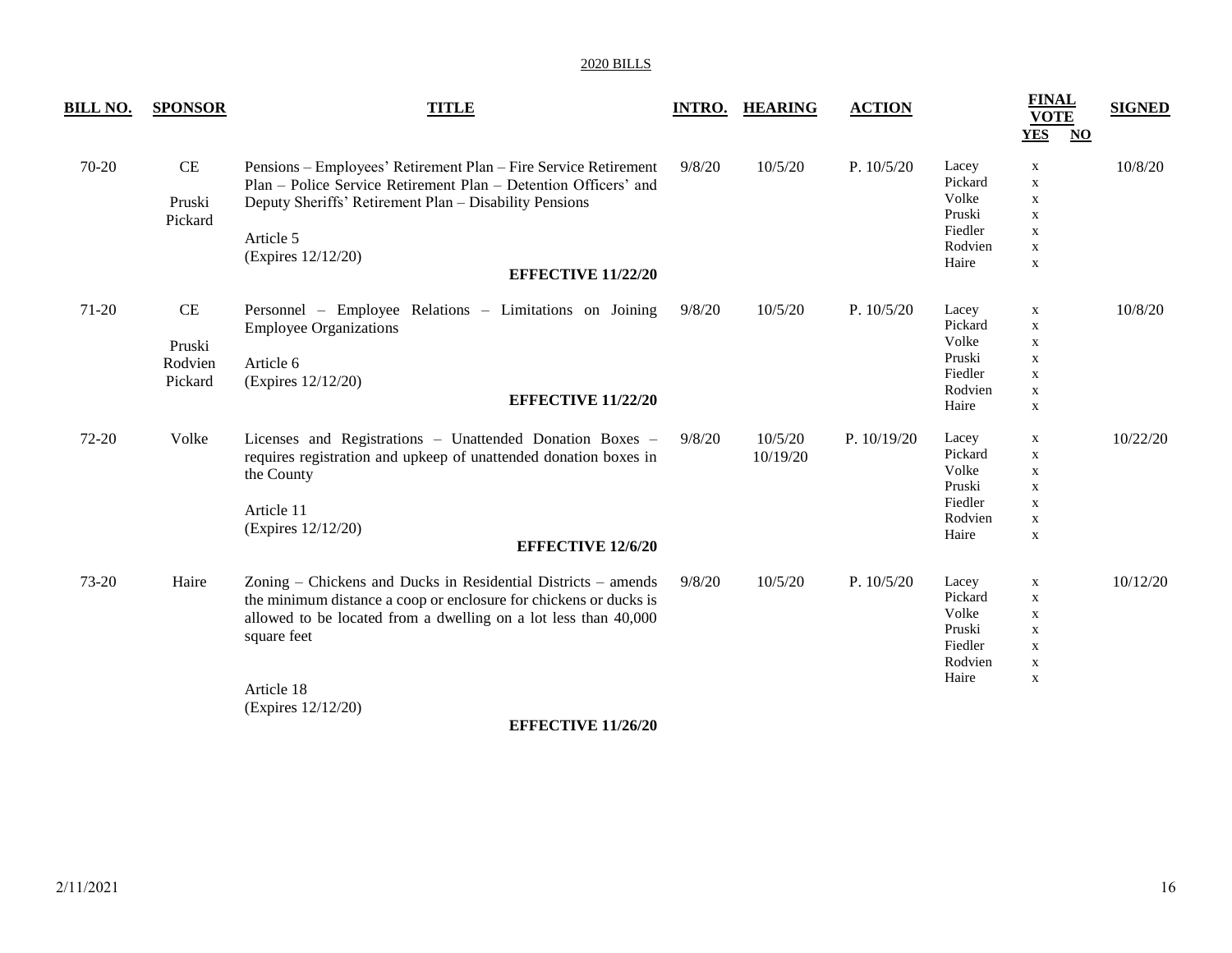2020 BILLS

| BILL NO. | SPONSOR | TITLE | INTRO. | HEARING | ACTION | | FINAL VOTE YES | FINAL VOTE NO | SIGNED |
|---|---|---|---|---|---|---|---|---|---|
| 70-20 | CE<br><br>Pruski<br>Pickard | Pensions – Employees' Retirement Plan – Fire Service Retirement Plan – Police Service Retirement Plan – Detention Officers' and Deputy Sheriffs' Retirement Plan – Disability Pensions<br><br>Article 5<br>(Expires 12/12/20)<br><br>**EFFECTIVE 11/22/20** | 9/8/20 | 10/5/20 | P. 10/5/20 | Lacey<br>Pickard<br>Volke<br>Pruski<br>Fiedler<br>Rodvien<br>Haire | x<br>x<br>x<br>x<br>x<br>x<br>x | | 10/8/20 |
| 71-20 | CE<br><br>Pruski<br>Rodvien<br>Pickard | Personnel – Employee Relations – Limitations on Joining Employee Organizations<br><br>Article 6<br>(Expires 12/12/20)<br><br>**EFFECTIVE 11/22/20** | 9/8/20 | 10/5/20 | P. 10/5/20 | Lacey<br>Pickard<br>Volke<br>Pruski<br>Fiedler<br>Rodvien<br>Haire | x<br>x<br>x<br>x<br>x<br>x<br>x | | 10/8/20 |
| 72-20 | Volke | Licenses and Registrations – Unattended Donation Boxes – requires registration and upkeep of unattended donation boxes in the County<br><br>Article 11<br>(Expires 12/12/20)<br><br>**EFFECTIVE 12/6/20** | 9/8/20 | 10/5/20<br>10/19/20 | P. 10/19/20 | Lacey<br>Pickard<br>Volke<br>Pruski<br>Fiedler<br>Rodvien<br>Haire | x<br>x<br>x<br>x<br>x<br>x<br>x | | 10/22/20 |
| 73-20 | Haire | Zoning – Chickens and Ducks in Residential Districts – amends the minimum distance a coop or enclosure for chickens or ducks is allowed to be located from a dwelling on a lot less than 40,000 square feet<br><br>Article 18<br>(Expires 12/12/20)<br><br>**EFFECTIVE 11/26/20** | 9/8/20 | 10/5/20 | P. 10/5/20 | Lacey<br>Pickard<br>Volke<br>Pruski<br>Fiedler<br>Rodvien<br>Haire | x<br>x<br>x<br>x<br>x<br>x<br>x | | 10/12/20 |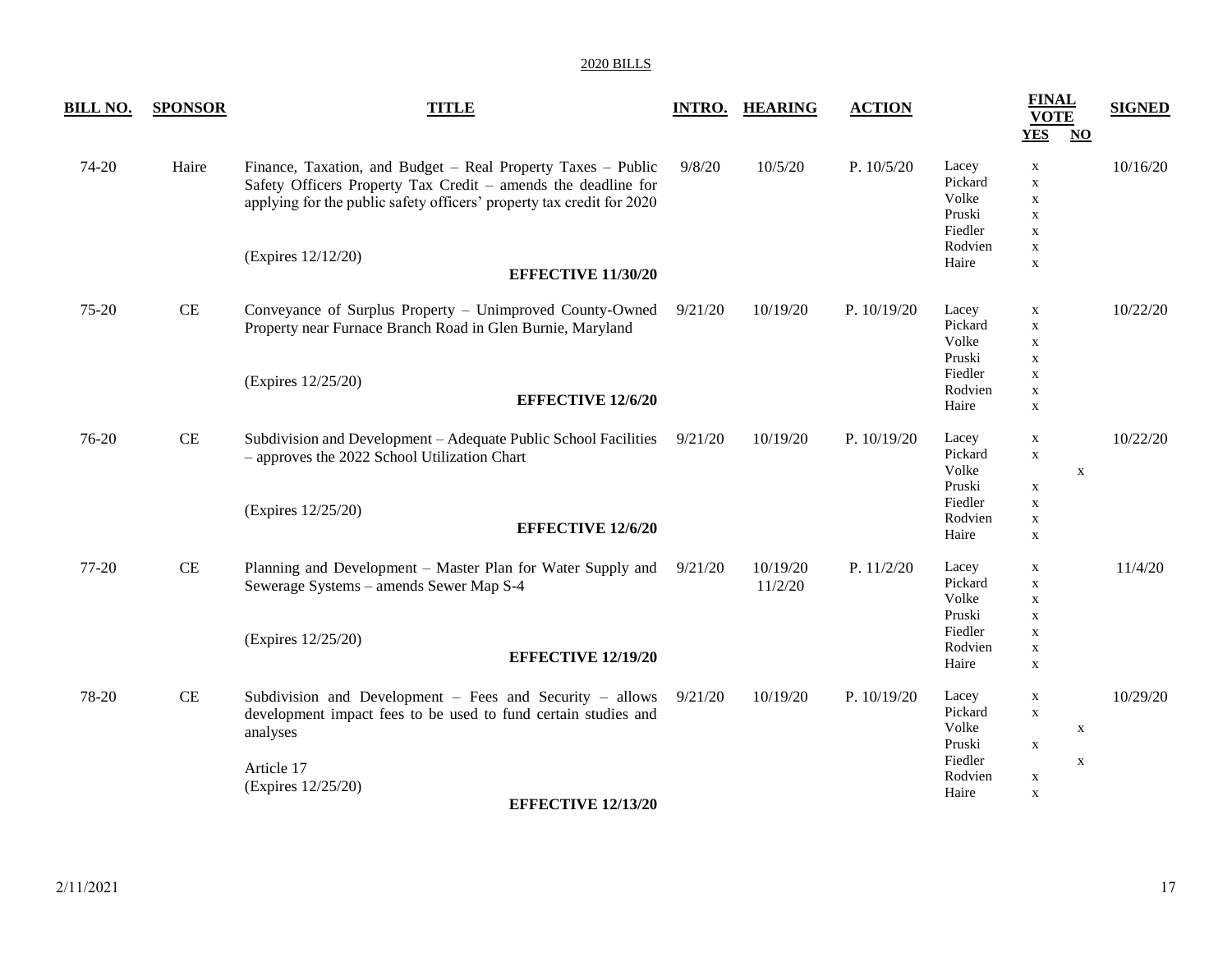2020 BILLS

| BILL NO. | SPONSOR | TITLE | INTRO. | HEARING | ACTION | | FINAL VOTE YES | NO | SIGNED |
|---|---|---|---|---|---|---|---|---|---|
| 74-20 | Haire | Finance, Taxation, and Budget – Real Property Taxes – Public Safety Officers Property Tax Credit – amends the deadline for applying for the public safety officers' property tax credit for 2020<br><br>(Expires 12/12/20)<br>**EFFECTIVE 11/30/20** | 9/8/20 | 10/5/20 | P. 10/5/20 | Lacey<br>Pickard<br>Volke<br>Pruski<br>Fiedler<br>Rodvien<br>Haire | x<br>x<br>x<br>x<br>x<br>x<br>x | | 10/16/20 |
| 75-20 | CE | Conveyance of Surplus Property – Unimproved County-Owned Property near Furnace Branch Road in Glen Burnie, Maryland<br><br>(Expires 12/25/20)<br>**EFFECTIVE 12/6/20** | 9/21/20 | 10/19/20 | P. 10/19/20 | Lacey<br>Pickard<br>Volke<br>Pruski<br>Fiedler<br>Rodvien<br>Haire | x<br>x<br>x<br>x<br>x<br>x<br>x | | 10/22/20 |
| 76-20 | CE | Subdivision and Development – Adequate Public School Facilities – approves the 2022 School Utilization Chart<br><br>(Expires 12/25/20)<br>**EFFECTIVE 12/6/20** | 9/21/20 | 10/19/20 | P. 10/19/20 | Lacey<br>Pickard<br>Volke<br>Pruski<br>Fiedler<br>Rodvien<br>Haire | x<br>x<br><br>x<br>x<br>x<br>x | <br><br>x<br><br><br><br> | 10/22/20 |
| 77-20 | CE | Planning and Development – Master Plan for Water Supply and Sewerage Systems – amends Sewer Map S-4<br><br>(Expires 12/25/20)<br>**EFFECTIVE 12/19/20** | 9/21/20 | 10/19/20<br>11/2/20 | P. 11/2/20 | Lacey<br>Pickard<br>Volke<br>Pruski<br>Fiedler<br>Rodvien<br>Haire | x<br>x<br>x<br>x<br>x<br>x<br>x | | 11/4/20 |
| 78-20 | CE | Subdivision and Development – Fees and Security – allows development impact fees to be used to fund certain studies and analyses<br><br>Article 17<br>(Expires 12/25/20)<br>**EFFECTIVE 12/13/20** | 9/21/20 | 10/19/20 | P. 10/19/20 | Lacey<br>Pickard<br>Volke<br>Pruski<br>Fiedler<br>Rodvien<br>Haire | x<br>x<br><br>x<br><br>x<br>x | <br><br>x<br><br>x<br><br> | 10/29/20 |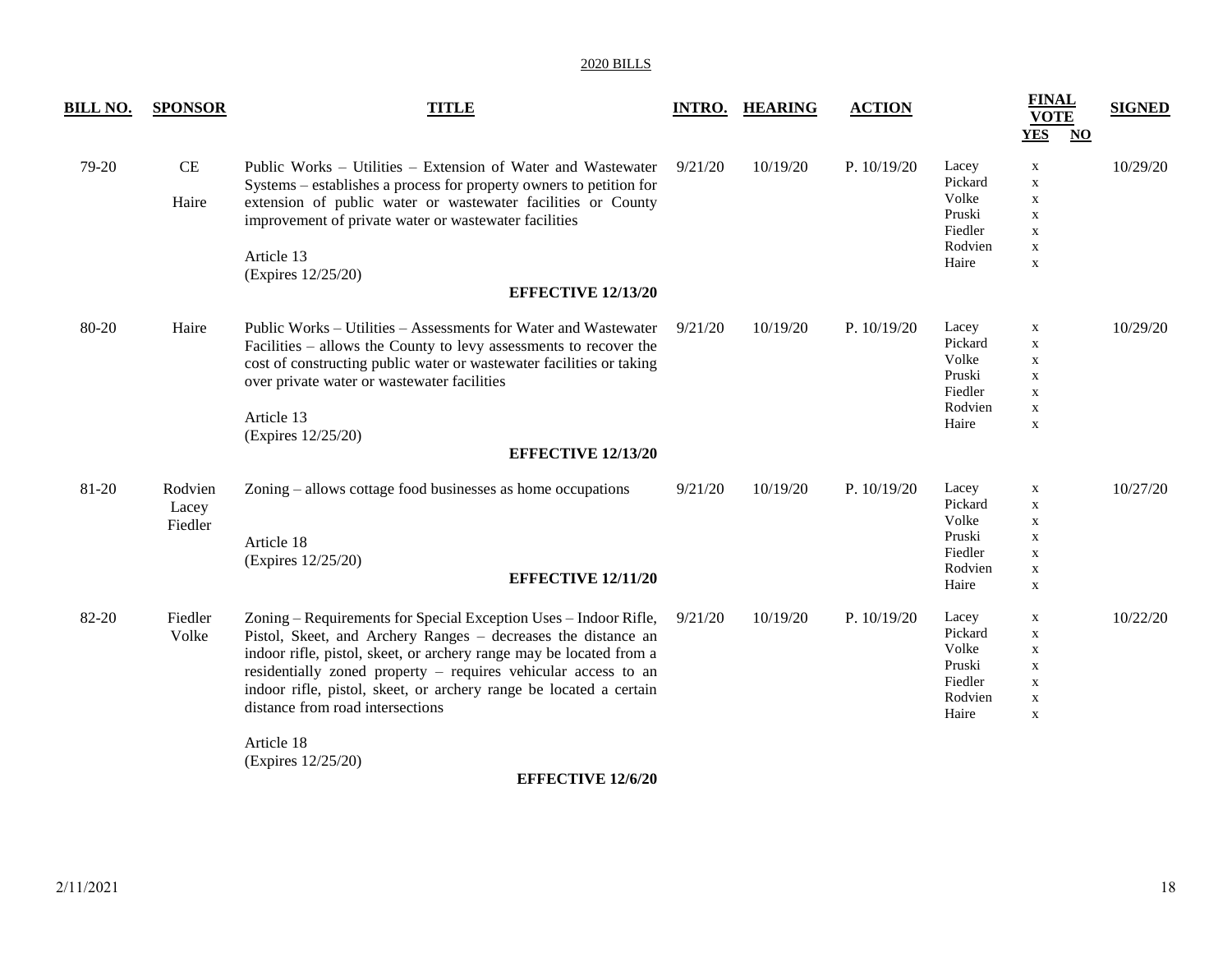2020 BILLS

| BILL NO. | SPONSOR | TITLE | INTRO. | HEARING | ACTION | | FINAL VOTE YES | NO | SIGNED |
|---|---|---|---|---|---|---|---|---|---|
| 79-20 | CE Haire | Public Works – Utilities – Extension of Water and Wastewater Systems – establishes a process for property owners to petition for extension of public water or wastewater facilities or County improvement of private water or wastewater facilities<br><br>Article 13<br>(Expires 12/25/20)<br><br>**EFFECTIVE 12/13/20** | 9/21/20 | 10/19/20 | P. 10/19/20 | Lacey<br>Pickard<br>Volke<br>Pruski<br>Fiedler<br>Rodvien<br>Haire | x<br>x<br>x<br>x<br>x<br>x<br>x | | 10/29/20 |
| 80-20 | Haire | Public Works – Utilities – Assessments for Water and Wastewater Facilities – allows the County to levy assessments to recover the cost of constructing public water or wastewater facilities or taking over private water or wastewater facilities<br><br>Article 13<br>(Expires 12/25/20)<br><br>**EFFECTIVE 12/13/20** | 9/21/20 | 10/19/20 | P. 10/19/20 | Lacey<br>Pickard<br>Volke<br>Pruski<br>Fiedler<br>Rodvien<br>Haire | x<br>x<br>x<br>x<br>x<br>x<br>x | | 10/29/20 |
| 81-20 | Rodvien Lacey Fiedler | Zoning – allows cottage food businesses as home occupations<br><br>Article 18<br>(Expires 12/25/20)<br><br>**EFFECTIVE 12/11/20** | 9/21/20 | 10/19/20 | P. 10/19/20 | Lacey<br>Pickard<br>Volke<br>Pruski<br>Fiedler<br>Rodvien<br>Haire | x<br>x<br>x<br>x<br>x<br>x<br>x | | 10/27/20 |
| 82-20 | Fiedler Volke | Zoning – Requirements for Special Exception Uses – Indoor Rifle, Pistol, Skeet, and Archery Ranges – decreases the distance an indoor rifle, pistol, skeet, or archery range may be located from a residentially zoned property – requires vehicular access to an indoor rifle, pistol, skeet, or archery range be located a certain distance from road intersections<br><br>Article 18<br>(Expires 12/25/20)<br><br>**EFFECTIVE 12/6/20** | 9/21/20 | 10/19/20 | P. 10/19/20 | Lacey<br>Pickard<br>Volke<br>Pruski<br>Fiedler<br>Rodvien<br>Haire | x<br>x<br>x<br>x<br>x<br>x<br>x | | 10/22/20 |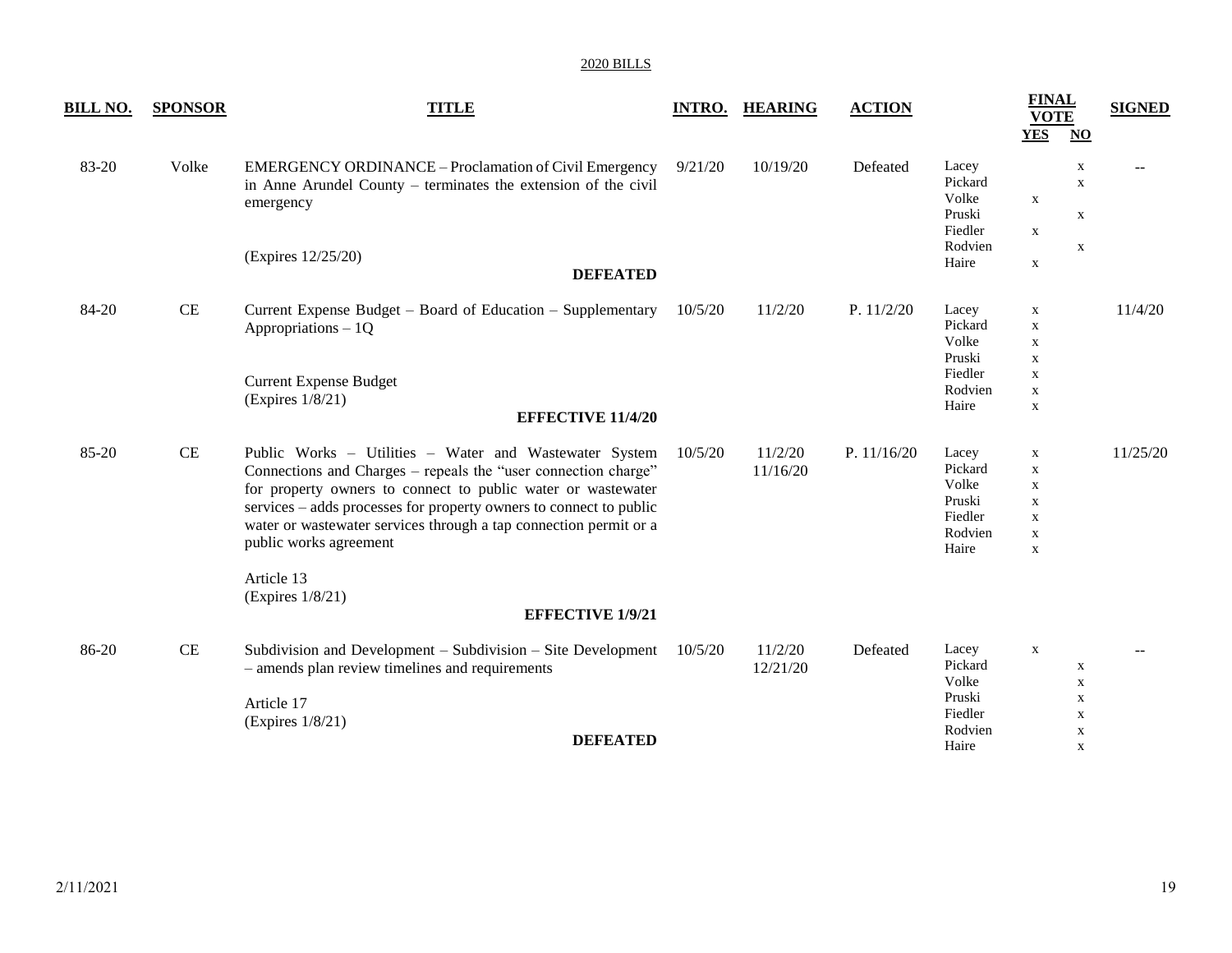2020 BILLS

| BILL NO. | SPONSOR | TITLE | INTRO. | HEARING | ACTION | | FINAL VOTE YES | NO | SIGNED |
|---|---|---|---|---|---|---|---|---|---|
| 83-20 | Volke | EMERGENCY ORDINANCE – Proclamation of Civil Emergency in Anne Arundel County – terminates the extension of the civil emergency<br><br>(Expires 12/25/20)<br><br>**DEFEATED** | 9/21/20 | 10/19/20 | Defeated | Lacey<br>Pickard<br>Volke<br>Pruski<br>Fiedler<br>Rodvien<br>Haire | <br><br>x<br><br>x<br><br>x | x<br>x<br><br>x<br><br>x<br> | -- |
| 84-20 | CE | Current Expense Budget – Board of Education – Supplementary Appropriations – 1Q<br><br>Current Expense Budget<br>(Expires 1/8/21)<br><br>**EFFECTIVE 11/4/20** | 10/5/20 | 11/2/20 | P. 11/2/20 | Lacey<br>Pickard<br>Volke<br>Pruski<br>Fiedler<br>Rodvien<br>Haire | x<br>x<br>x<br>x<br>x<br>x<br>x | | 11/4/20 |
| 85-20 | CE | Public Works – Utilities – Water and Wastewater System Connections and Charges – repeals the "user connection charge" for property owners to connect to public water or wastewater services – adds processes for property owners to connect to public water or wastewater services through a tap connection permit or a public works agreement<br><br>Article 13<br>(Expires 1/8/21)<br><br>**EFFECTIVE 1/9/21** | 10/5/20 | 11/2/20<br>11/16/20 | P. 11/16/20 | Lacey<br>Pickard<br>Volke<br>Pruski<br>Fiedler<br>Rodvien<br>Haire | x<br>x<br>x<br>x<br>x<br>x<br>x | | 11/25/20 |
| 86-20 | CE | Subdivision and Development – Subdivision – Site Development – amends plan review timelines and requirements<br><br>Article 17<br>(Expires 1/8/21)<br><br>**DEFEATED** | 10/5/20 | 11/2/20<br>12/21/20 | Defeated | Lacey<br>Pickard<br>Volke<br>Pruski<br>Fiedler<br>Rodvien<br>Haire | x<br><br><br><br><br><br> | <br>x<br>x<br>x<br>x<br>x<br>x | -- |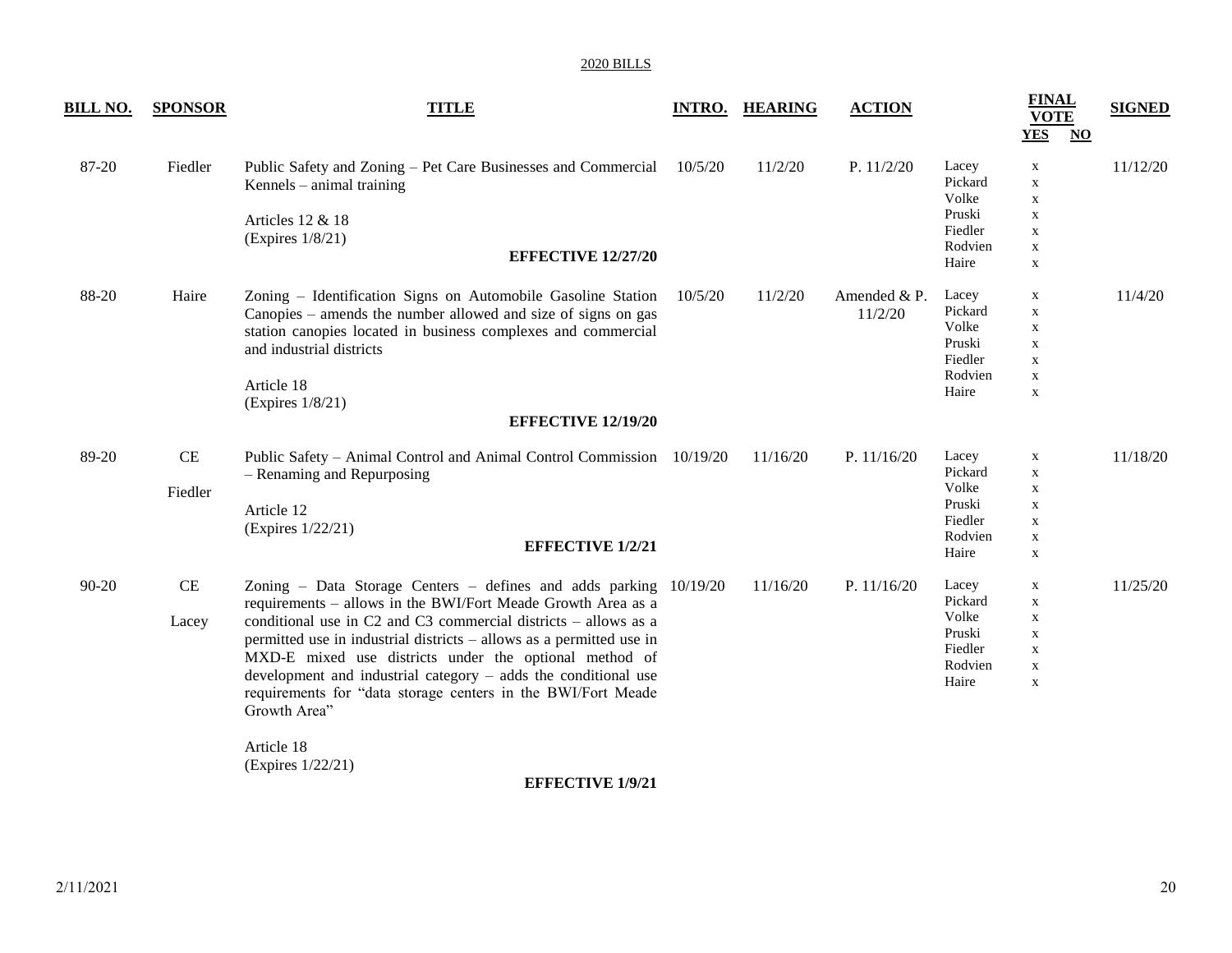2020 BILLS

| BILL NO. | SPONSOR | TITLE | INTRO. | HEARING | ACTION | | FINAL VOTE YES | NO | SIGNED |
|---|---|---|---|---|---|---|---|---|---|
| 87-20 | Fiedler | Public Safety and Zoning – Pet Care Businesses and Commercial Kennels – animal training<br><br>Articles 12 & 18<br>(Expires 1/8/21)<br><br>**EFFECTIVE 12/27/20** | 10/5/20 | 11/2/20 | P. 11/2/20 | Lacey<br>Pickard<br>Volke<br>Pruski<br>Fiedler<br>Rodvien<br>Haire | x<br>x<br>x<br>x<br>x<br>x<br>x | | 11/12/20 |
| 88-20 | Haire | Zoning – Identification Signs on Automobile Gasoline Station Canopies – amends the number allowed and size of signs on gas station canopies located in business complexes and commercial and industrial districts<br><br>Article 18<br>(Expires 1/8/21)<br><br>**EFFECTIVE 12/19/20** | 10/5/20 | 11/2/20 | Amended & P. 11/2/20 | Lacey<br>Pickard<br>Volke<br>Pruski<br>Fiedler<br>Rodvien<br>Haire | x<br>x<br>x<br>x<br>x<br>x<br>x | | 11/4/20 |
| 89-20 | CE<br><br>Fiedler | Public Safety – Animal Control and Animal Control Commission – Renaming and Repurposing<br><br>Article 12<br>(Expires 1/22/21)<br><br>**EFFECTIVE 1/2/21** | 10/19/20 | 11/16/20 | P. 11/16/20 | Lacey<br>Pickard<br>Volke<br>Pruski<br>Fiedler<br>Rodvien<br>Haire | x<br>x<br>x<br>x<br>x<br>x<br>x | | 11/18/20 |
| 90-20 | CE<br><br>Lacey | Zoning – Data Storage Centers – defines and adds parking requirements – allows in the BWI/Fort Meade Growth Area as a conditional use in C2 and C3 commercial districts – allows as a permitted use in industrial districts – allows as a permitted use in MXD-E mixed use districts under the optional method of development and industrial category – adds the conditional use requirements for "data storage centers in the BWI/Fort Meade Growth Area"<br><br>Article 18<br>(Expires 1/22/21)<br><br>**EFFECTIVE 1/9/21** | 10/19/20 | 11/16/20 | P. 11/16/20 | Lacey<br>Pickard<br>Volke<br>Pruski<br>Fiedler<br>Rodvien<br>Haire | x<br>x<br>x<br>x<br>x<br>x<br>x | | 11/25/20 |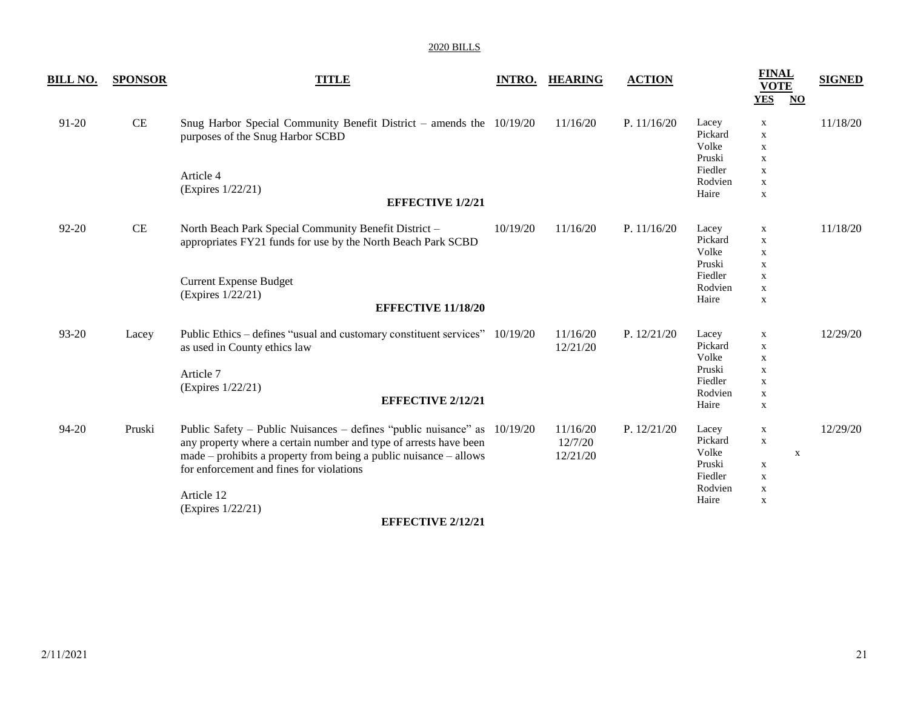2020 BILLS

| BILL NO. | SPONSOR | TITLE | INTRO. | HEARING | ACTION | | FINAL VOTE YES | NO | SIGNED |
|---|---|---|---|---|---|---|---|---|---|
| 91-20 | CE | Snug Harbor Special Community Benefit District – amends the purposes of the Snug Harbor SCBD<br><br>Article 4<br>(Expires 1/22/21)<br>**EFFECTIVE 1/2/21** | 10/19/20 | 11/16/20 | P. 11/16/20 | Lacey<br>Pickard<br>Volke<br>Pruski<br>Fiedler<br>Rodvien<br>Haire | x<br>x<br>x<br>x<br>x<br>x<br>x | | 11/18/20 |
| 92-20 | CE | North Beach Park Special Community Benefit District – appropriates FY21 funds for use by the North Beach Park SCBD<br><br>Current Expense Budget<br>(Expires 1/22/21)<br>**EFFECTIVE 11/18/20** | 10/19/20 | 11/16/20 | P. 11/16/20 | Lacey<br>Pickard<br>Volke<br>Pruski<br>Fiedler<br>Rodvien<br>Haire | x<br>x<br>x<br>x<br>x<br>x<br>x | | 11/18/20 |
| 93-20 | Lacey | Public Ethics – defines "usual and customary constituent services" as used in County ethics law<br><br>Article 7<br>(Expires 1/22/21)<br>**EFFECTIVE 2/12/21** | 10/19/20 | 11/16/20<br>12/21/20 | P. 12/21/20 | Lacey<br>Pickard<br>Volke<br>Pruski<br>Fiedler<br>Rodvien<br>Haire | x<br>x<br>x<br>x<br>x<br>x<br>x | | 12/29/20 |
| 94-20 | Pruski | Public Safety – Public Nuisances – defines "public nuisance" as any property where a certain number and type of arrests have been made – prohibits a property from being a public nuisance – allows for enforcement and fines for violations<br><br>Article 12<br>(Expires 1/22/21)<br>**EFFECTIVE 2/12/21** | 10/19/20 | 11/16/20<br>12/7/20<br>12/21/20 | P. 12/21/20 | Lacey<br>Pickard<br>Volke<br>Pruski<br>Fiedler<br>Rodvien<br>Haire | x<br>x<br><br>x<br>x<br>x<br>x | <br><br>x<br><br><br><br> | 12/29/20 |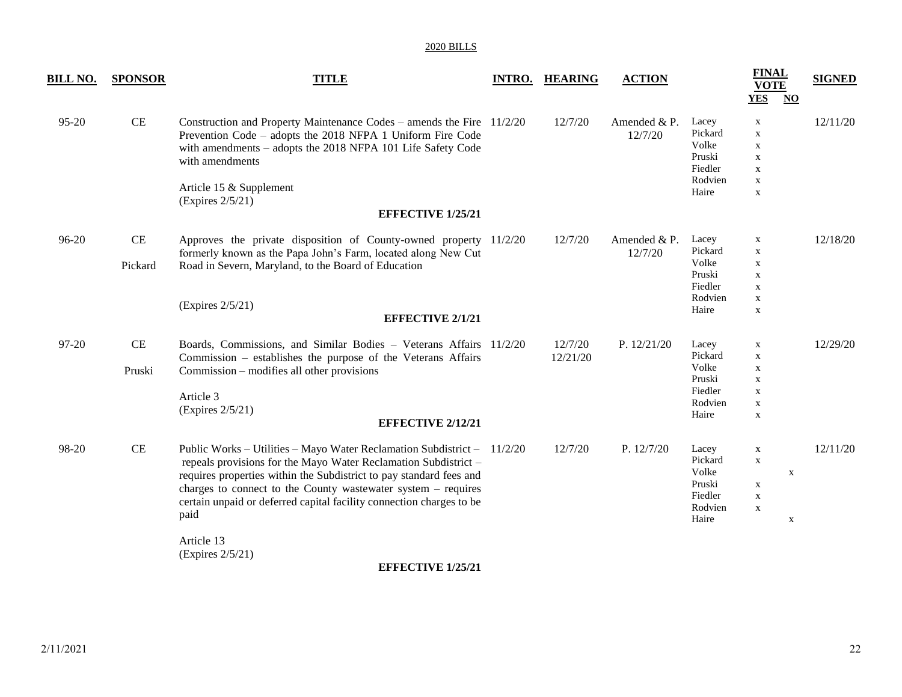2020 BILLS

| BILL NO. | SPONSOR | TITLE | INTRO. | HEARING | ACTION | | FINAL VOTE YES | NO | SIGNED |
|---|---|---|---|---|---|---|---|---|---|
| 95-20 | CE | Construction and Property Maintenance Codes – amends the Fire Prevention Code – adopts the 2018 NFPA 1 Uniform Fire Code with amendments – adopts the 2018 NFPA 101 Life Safety Code with amendments<br><br>Article 15 & Supplement<br>(Expires 2/5/21)<br><br>**EFFECTIVE 1/25/21** | 11/2/20 | 12/7/20 | Amended & P. 12/7/20 | Lacey<br>Pickard<br>Volke<br>Pruski<br>Fiedler<br>Rodvien<br>Haire | x<br>x<br>x<br>x<br>x<br>x<br>x | | 12/11/20 |
| 96-20 | CE<br><br>Pickard | Approves the private disposition of County-owned property formerly known as the Papa John's Farm, located along New Cut Road in Severn, Maryland, to the Board of Education<br><br>(Expires 2/5/21)<br><br>**EFFECTIVE 2/1/21** | 11/2/20 | 12/7/20 | Amended & P. 12/7/20 | Lacey<br>Pickard<br>Volke<br>Pruski<br>Fiedler<br>Rodvien<br>Haire | x<br>x<br>x<br>x<br>x<br>x<br>x | | 12/18/20 |
| 97-20 | CE<br><br>Pruski | Boards, Commissions, and Similar Bodies – Veterans Affairs Commission – establishes the purpose of the Veterans Affairs Commission – modifies all other provisions<br><br>Article 3<br>(Expires 2/5/21)<br><br>**EFFECTIVE 2/12/21** | 11/2/20 | 12/7/20<br>12/21/20 | P. 12/21/20 | Lacey<br>Pickard<br>Volke<br>Pruski<br>Fiedler<br>Rodvien<br>Haire | x<br>x<br>x<br>x<br>x<br>x<br>x | | 12/29/20 |
| 98-20 | CE | Public Works – Utilities – Mayo Water Reclamation Subdistrict – repeals provisions for the Mayo Water Reclamation Subdistrict – requires properties within the Subdistrict to pay standard fees and charges to connect to the County wastewater system – requires certain unpaid or deferred capital facility connection charges to be paid<br><br>Article 13<br>(Expires 2/5/21)<br><br>**EFFECTIVE 1/25/21** | 11/2/20 | 12/7/20 | P. 12/7/20 | Lacey<br>Pickard<br>Volke<br>Pruski<br>Fiedler<br>Rodvien<br>Haire | x<br>x<br><br>x<br>x<br>x<br> | <br><br>x<br><br><br><br>x | 12/11/20 |

2/11/2021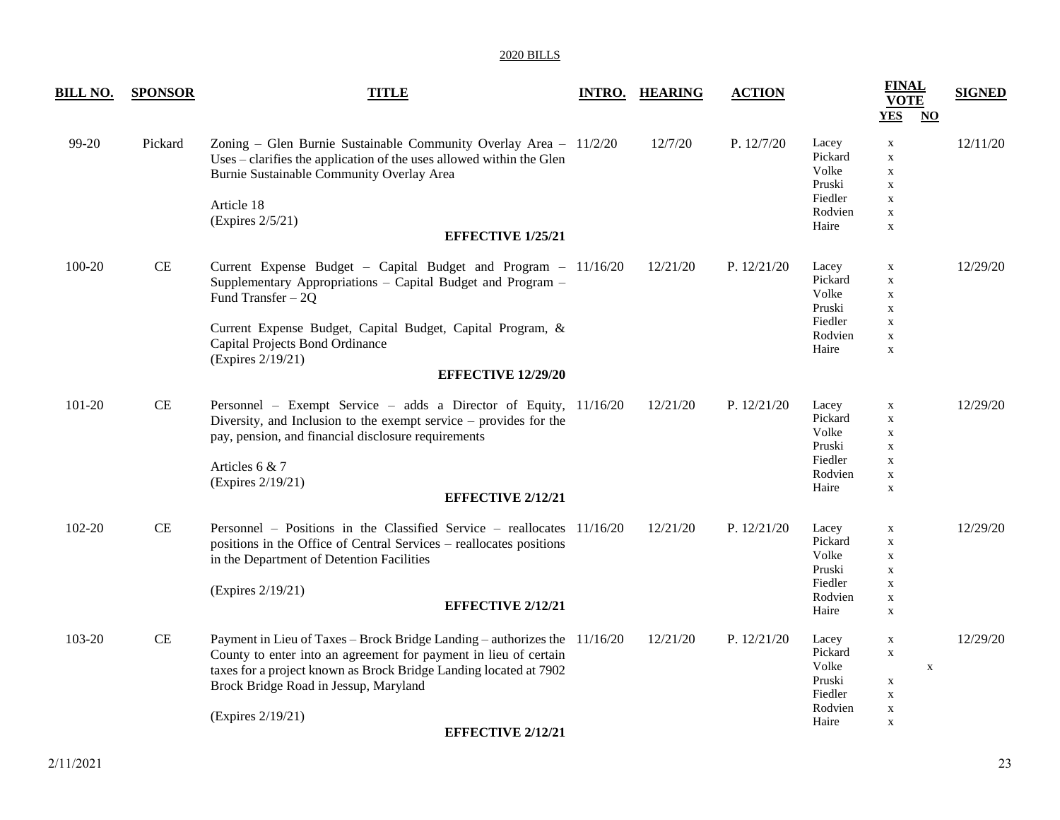2020 BILLS

| BILL NO. | SPONSOR | TITLE | INTRO. | HEARING | ACTION | | FINAL VOTE YES | FINAL VOTE NO | SIGNED |
|---|---|---|---|---|---|---|---|---|---|
| 99-20 | Pickard | Zoning – Glen Burnie Sustainable Community Overlay Area – Uses – clarifies the application of the uses allowed within the Glen Burnie Sustainable Community Overlay Area<br><br>Article 18<br>(Expires 2/5/21)<br>**EFFECTIVE 1/25/21** | 11/2/20 | 12/7/20 | P. 12/7/20 | Lacey<br>Pickard<br>Volke<br>Pruski<br>Fiedler<br>Rodvien<br>Haire | x<br>x<br>x<br>x<br>x<br>x<br>x | | 12/11/20 |
| 100-20 | CE | Current Expense Budget – Capital Budget and Program – Supplementary Appropriations – Capital Budget and Program – Fund Transfer – 2Q<br><br>Current Expense Budget, Capital Budget, Capital Program, & Capital Projects Bond Ordinance<br>(Expires 2/19/21)<br>**EFFECTIVE 12/29/20** | 11/16/20 | 12/21/20 | P. 12/21/20 | Lacey<br>Pickard<br>Volke<br>Pruski<br>Fiedler<br>Rodvien<br>Haire | x<br>x<br>x<br>x<br>x<br>x<br>x | | 12/29/20 |
| 101-20 | CE | Personnel – Exempt Service – adds a Director of Equity, Diversity, and Inclusion to the exempt service – provides for the pay, pension, and financial disclosure requirements<br><br>Articles 6 & 7<br>(Expires 2/19/21)<br>**EFFECTIVE 2/12/21** | 11/16/20 | 12/21/20 | P. 12/21/20 | Lacey<br>Pickard<br>Volke<br>Pruski<br>Fiedler<br>Rodvien<br>Haire | x<br>x<br>x<br>x<br>x<br>x<br>x | | 12/29/20 |
| 102-20 | CE | Personnel – Positions in the Classified Service – reallocates positions in the Office of Central Services – reallocates positions in the Department of Detention Facilities<br><br>(Expires 2/19/21)<br>**EFFECTIVE 2/12/21** | 11/16/20 | 12/21/20 | P. 12/21/20 | Lacey<br>Pickard<br>Volke<br>Pruski<br>Fiedler<br>Rodvien<br>Haire | x<br>x<br>x<br>x<br>x<br>x<br>x | | 12/29/20 |
| 103-20 | CE | Payment in Lieu of Taxes – Brock Bridge Landing – authorizes the County to enter into an agreement for payment in lieu of certain taxes for a project known as Brock Bridge Landing located at 7902 Brock Bridge Road in Jessup, Maryland<br><br>(Expires 2/19/21)<br>**EFFECTIVE 2/12/21** | 11/16/20 | 12/21/20 | P. 12/21/20 | Lacey<br>Pickard<br>Volke<br>Pruski<br>Fiedler<br>Rodvien<br>Haire | x<br>x<br><br>x<br>x<br>x<br>x | <br><br>x<br><br><br><br> | 12/29/20 |

2/11/2021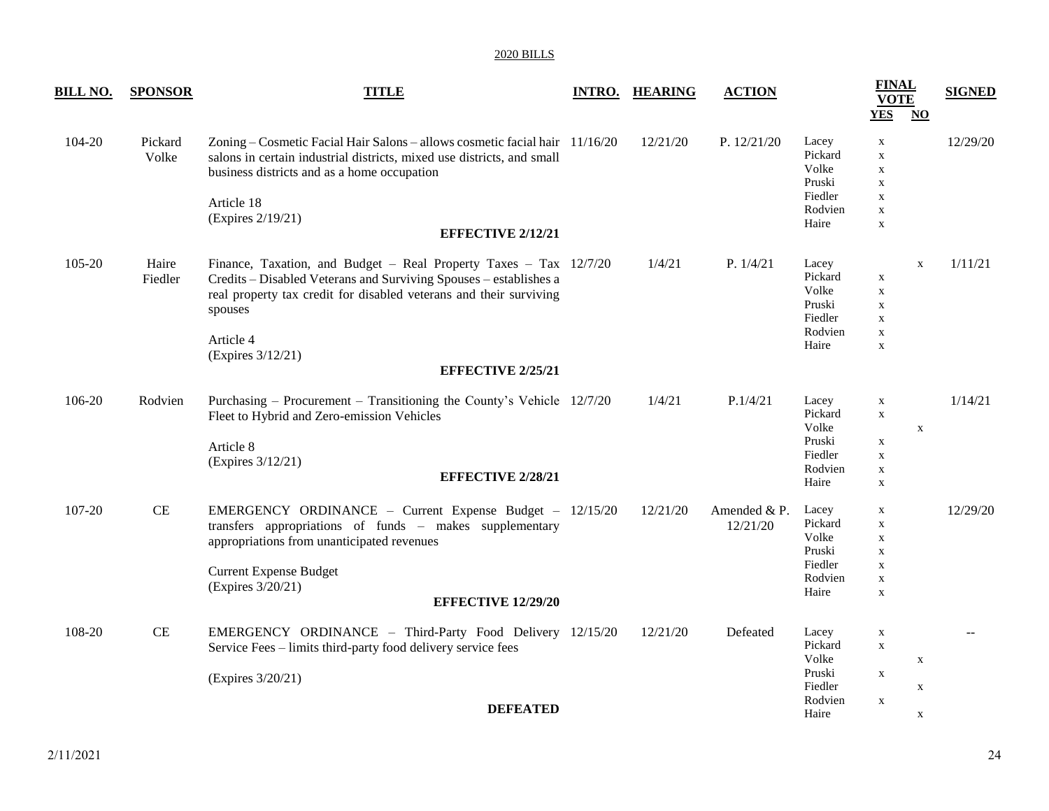2020 BILLS

| BILL NO. | SPONSOR | TITLE | INTRO. | HEARING | ACTION | | FINAL VOTE YES | FINAL VOTE NO | SIGNED |
|---|---|---|---|---|---|---|---|---|---|
| 104-20 | Pickard Volke | Zoning – Cosmetic Facial Hair Salons – allows cosmetic facial hair salons in certain industrial districts, mixed use districts, and small business districts and as a home occupation<br><br>Article 18<br>(Expires 2/19/21)<br><br>**EFFECTIVE 2/12/21** | 11/16/20 | 12/21/20 | P. 12/21/20 | Lacey<br>Pickard<br>Volke<br>Pruski<br>Fiedler<br>Rodvien<br>Haire | x<br>x<br>x<br>x<br>x<br>x<br>x | | 12/29/20 |
| 105-20 | Haire Fiedler | Finance, Taxation, and Budget – Real Property Taxes – Tax Credits – Disabled Veterans and Surviving Spouses – establishes a real property tax credit for disabled veterans and their surviving spouses<br><br>Article 4<br>(Expires 3/12/21)<br><br>**EFFECTIVE 2/25/21** | 12/7/20 | 1/4/21 | P. 1/4/21 | Lacey<br>Pickard<br>Volke<br>Pruski<br>Fiedler<br>Rodvien<br>Haire | <br>x<br>x<br>x<br>x<br>x<br>x | x | 1/11/21 |
| 106-20 | Rodvien | Purchasing – Procurement – Transitioning the County's Vehicle Fleet to Hybrid and Zero-emission Vehicles<br><br>Article 8<br>(Expires 3/12/21)<br><br>**EFFECTIVE 2/28/21** | 12/7/20 | 1/4/21 | P.1/4/21 | Lacey<br>Pickard<br>Volke<br>Pruski<br>Fiedler<br>Rodvien<br>Haire | x<br>x<br><br>x<br>x<br>x<br>x | <br><br>x | 1/14/21 |
| 107-20 | CE | EMERGENCY ORDINANCE – Current Expense Budget – transfers appropriations of funds – makes supplementary appropriations from unanticipated revenues<br><br>Current Expense Budget<br>(Expires 3/20/21)<br><br>**EFFECTIVE 12/29/20** | 12/15/20 | 12/21/20 | Amended & P. 12/21/20 | Lacey<br>Pickard<br>Volke<br>Pruski<br>Fiedler<br>Rodvien<br>Haire | x<br>x<br>x<br>x<br>x<br>x<br>x | | 12/29/20 |
| 108-20 | CE | EMERGENCY ORDINANCE – Third-Party Food Delivery Service Fees – limits third-party food delivery service fees<br><br>(Expires 3/20/21)<br><br>**DEFEATED** | 12/15/20 | 12/21/20 | Defeated | Lacey<br>Pickard<br>Volke<br>Pruski<br>Fiedler<br>Rodvien<br>Haire | x<br>x<br><br>x<br><br>x<br> | <br><br>x<br><br>x<br><br>x | -- |

2/11/2021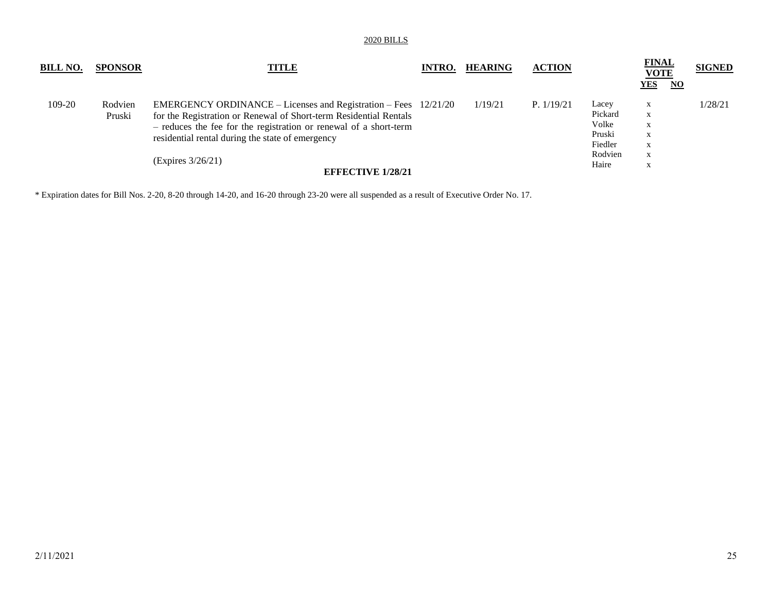2020 BILLS

| BILL NO. | SPONSOR | TITLE | INTRO. | HEARING | ACTION | | FINAL VOTE YES | NO | SIGNED |
|---|---|---|---|---|---|---|---|---|---|
| 109-20 | Rodvien Pruski | EMERGENCY ORDINANCE – Licenses and Registration – Fees for the Registration or Renewal of Short-term Residential Rentals – reduces the fee for the registration or renewal of a short-term residential rental during the state of emergency (Expires 3/26/21) **EFFECTIVE 1/28/21** | 12/21/20 | 1/19/21 | P. 1/19/21 | Lacey | x | | 1/28/21 |
| | | | | | | Pickard | x | | |
| | | | | | | Volke | x | | |
| | | | | | | Pruski | x | | |
| | | | | | | Fiedler | x | | |
| | | | | | | Rodvien | x | | |
| | | | | | | Haire | x | | |

* Expiration dates for Bill Nos. 2-20, 8-20 through 14-20, and 16-20 through 23-20 were all suspended as a result of Executive Order No. 17.

2/11/2021